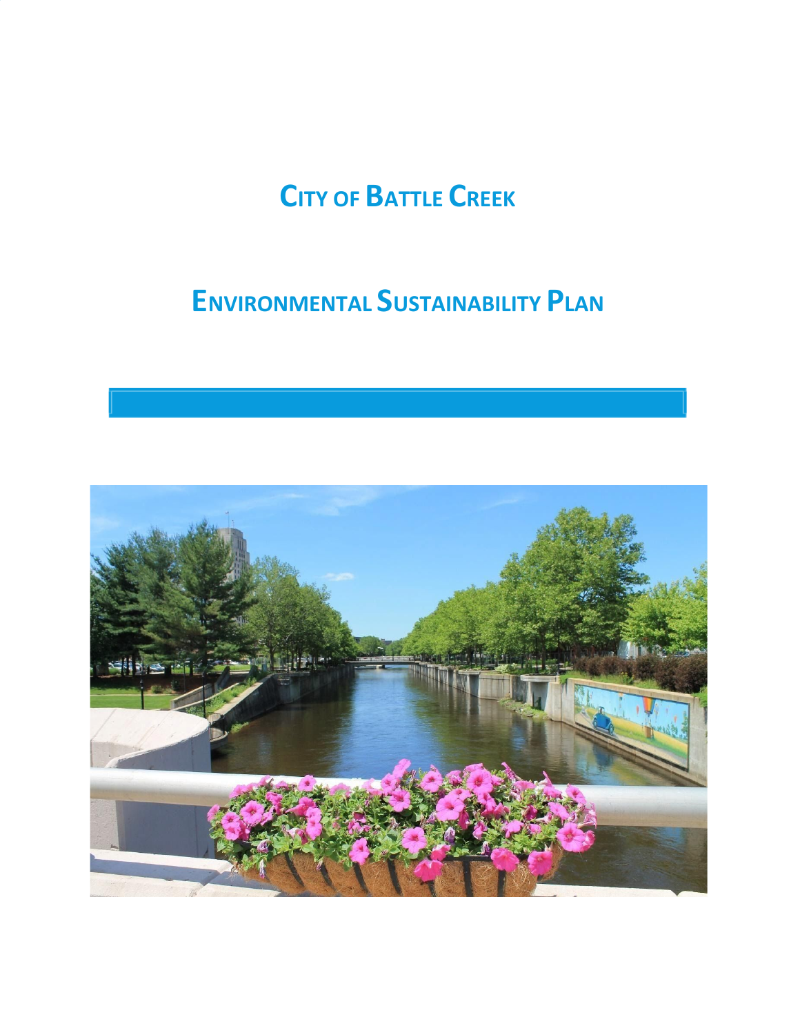# City of Battle Creek

# Environmental Sustainability Plan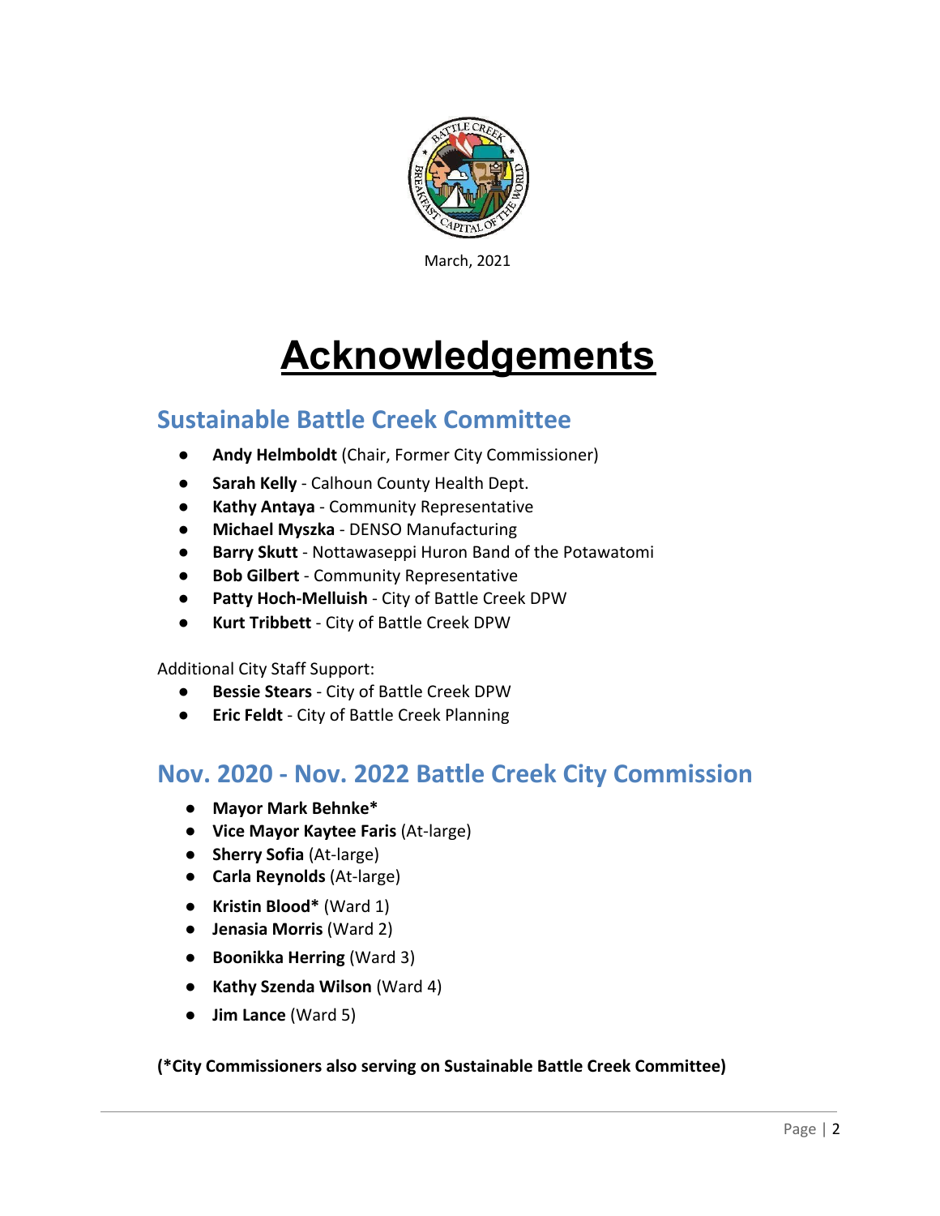March, 2021

# Acknowledgements

## Sustainable Battle Creek Committee

- **Andy Helmboldt** (Chair, Former City Commissioner)
- **Sarah Kelly** - Calhoun County Health Dept.
- **Kathy Antaya** - Community Representative
- **Michael Myszka** - DENSO Manufacturing
- **Barry Skutt** - Nottawaseppi Huron Band of the Potawatomi
- **Bob Gilbert** - Community Representative
- **Patty Hoch-Melluish** - City of Battle Creek DPW
- **Kurt Tribbett** - City of Battle Creek DPW

Additional City Staff Support:

- **Bessie Stears** - City of Battle Creek DPW
- **Eric Feldt** - City of Battle Creek Planning

## Nov. 2020 - Nov. 2022 Battle Creek City Commission

- **Mayor Mark Behnke***
- **Vice Mayor Kaytee Faris** (At-large)
- **Sherry Sofia** (At-large)
- **Carla Reynolds** (At-large)
- **Kristin Blood*** (Ward 1)
- **Jenasia Morris** (Ward 2)
- **Boonikka Herring** (Ward 3)
- **Kathy Szenda Wilson** (Ward 4)
- **Jim Lance** (Ward 5)

**(*City Commissioners also serving on Sustainable Battle Creek Committee)**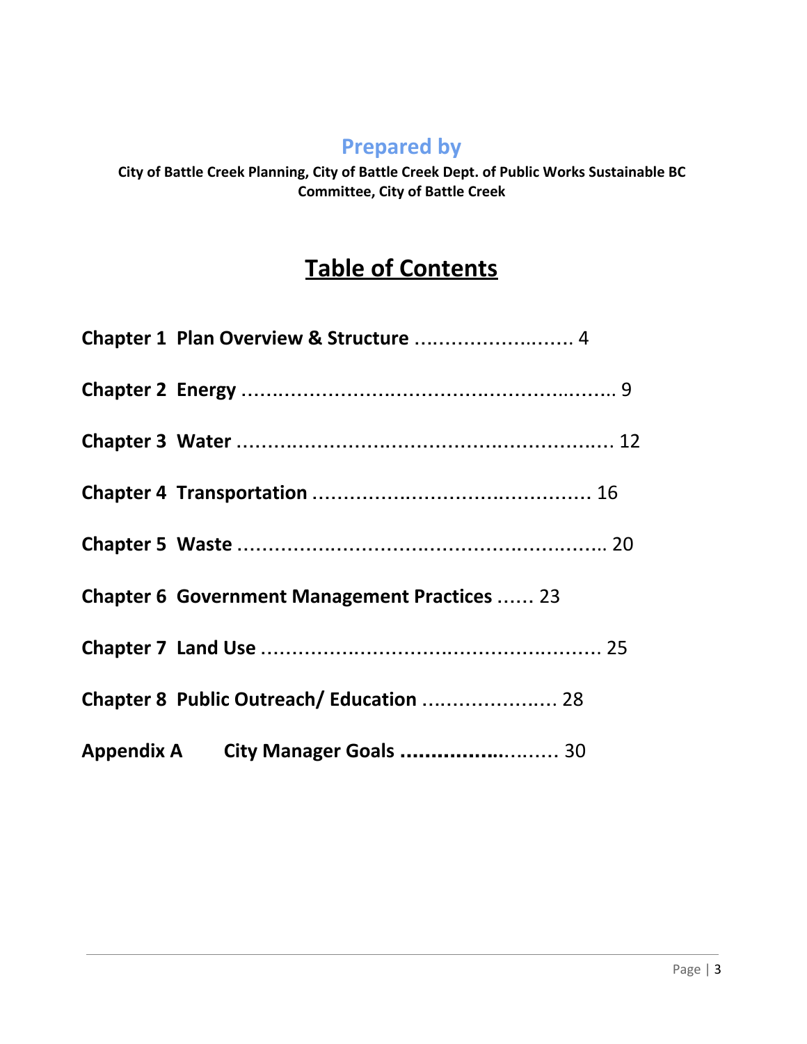## Prepared by

**City of Battle Creek Planning, City of Battle Creek Dept. of Public Works Sustainable BC Committee, City of Battle Creek**

# Table of Contents

**Chapter 1 Plan Overview & Structure** .......................... 4

**Chapter 2 Energy** ............................................................ 9

**Chapter 3 Water** ............................................................ 12

**Chapter 4 Transportation** ............................................ 16

**Chapter 5 Waste** ............................................................ 20

**Chapter 6 Government Management Practices** ...... 23

**Chapter 7 Land Use** ...................................................... 25

**Chapter 8 Public Outreach/ Education** ...................... 28

**Appendix A City Manager Goals** ........................ 30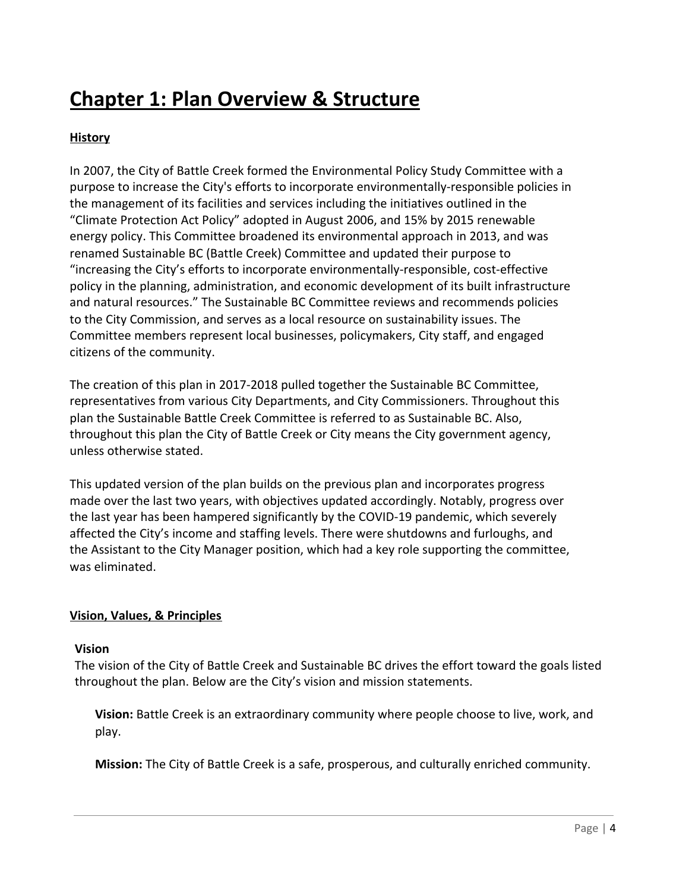# Chapter 1: Plan Overview & Structure

## History

In 2007, the City of Battle Creek formed the Environmental Policy Study Committee with a purpose to increase the City's efforts to incorporate environmentally-responsible policies in the management of its facilities and services including the initiatives outlined in the "Climate Protection Act Policy" adopted in August 2006, and 15% by 2015 renewable energy policy. This Committee broadened its environmental approach in 2013, and was renamed Sustainable BC (Battle Creek) Committee and updated their purpose to "increasing the City's efforts to incorporate environmentally-responsible, cost-effective policy in the planning, administration, and economic development of its built infrastructure and natural resources." The Sustainable BC Committee reviews and recommends policies to the City Commission, and serves as a local resource on sustainability issues. The Committee members represent local businesses, policymakers, City staff, and engaged citizens of the community.

The creation of this plan in 2017-2018 pulled together the Sustainable BC Committee, representatives from various City Departments, and City Commissioners. Throughout this plan the Sustainable Battle Creek Committee is referred to as Sustainable BC. Also, throughout this plan the City of Battle Creek or City means the City government agency, unless otherwise stated.

This updated version of the plan builds on the previous plan and incorporates progress made over the last two years, with objectives updated accordingly. Notably, progress over the last year has been hampered significantly by the COVID-19 pandemic, which severely affected the City's income and staffing levels. There were shutdowns and furloughs, and the Assistant to the City Manager position, which had a key role supporting the committee, was eliminated.

## Vision, Values, & Principles

### Vision

The vision of the City of Battle Creek and Sustainable BC drives the effort toward the goals listed throughout the plan. Below are the City's vision and mission statements.

**Vision:** Battle Creek is an extraordinary community where people choose to live, work, and play.

**Mission:** The City of Battle Creek is a safe, prosperous, and culturally enriched community.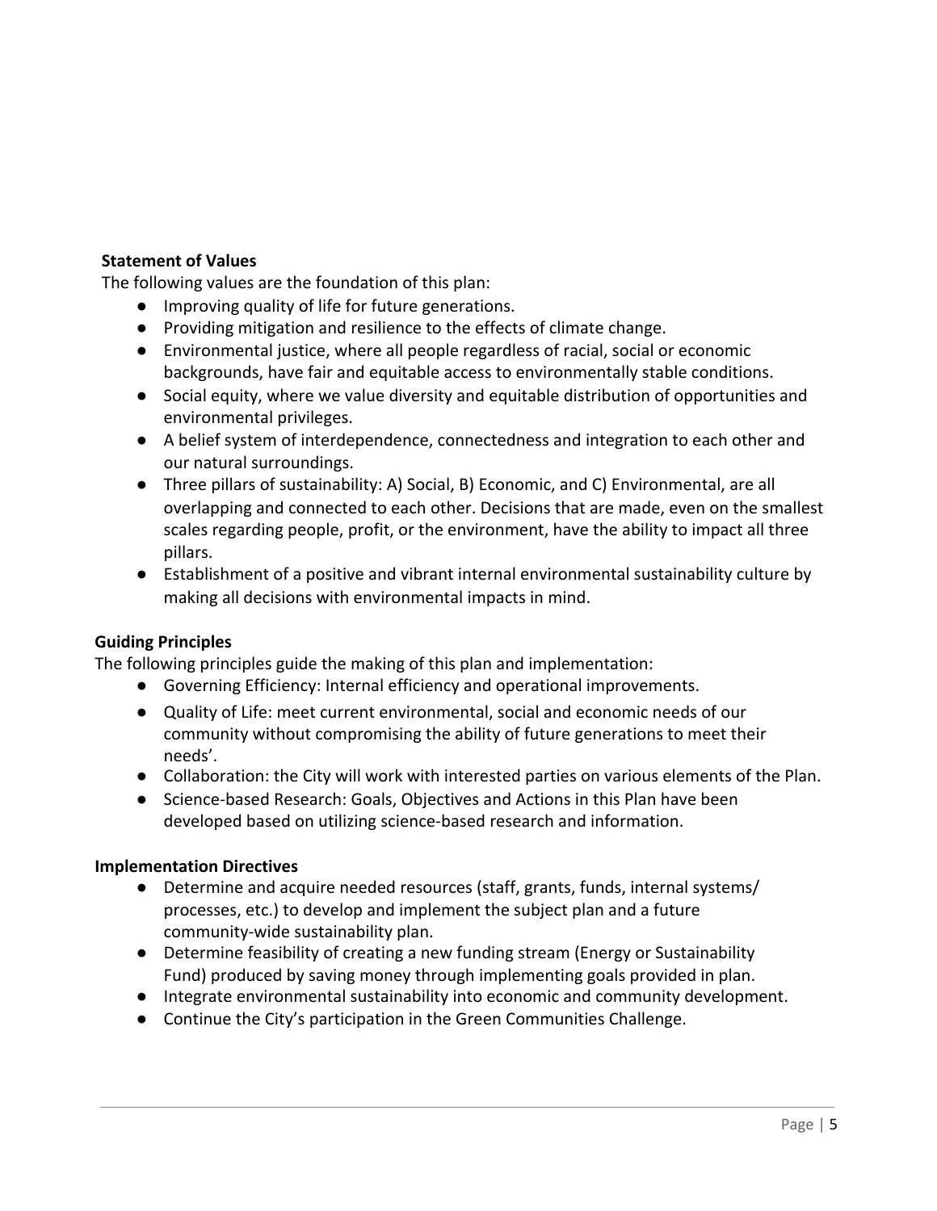**Statement of Values**

The following values are the foundation of this plan:

- Improving quality of life for future generations.
- Providing mitigation and resilience to the effects of climate change.
- Environmental justice, where all people regardless of racial, social or economic backgrounds, have fair and equitable access to environmentally stable conditions.
- Social equity, where we value diversity and equitable distribution of opportunities and environmental privileges.
- A belief system of interdependence, connectedness and integration to each other and our natural surroundings.
- Three pillars of sustainability: A) Social, B) Economic, and C) Environmental, are all overlapping and connected to each other. Decisions that are made, even on the smallest scales regarding people, profit, or the environment, have the ability to impact all three pillars.
- Establishment of a positive and vibrant internal environmental sustainability culture by making all decisions with environmental impacts in mind.

**Guiding Principles**

The following principles guide the making of this plan and implementation:

- Governing Efficiency: Internal efficiency and operational improvements.
- Quality of Life: meet current environmental, social and economic needs of our community without compromising the ability of future generations to meet their needs'.
- Collaboration: the City will work with interested parties on various elements of the Plan.
- Science-based Research: Goals, Objectives and Actions in this Plan have been developed based on utilizing science-based research and information.

**Implementation Directives**

- Determine and acquire needed resources (staff, grants, funds, internal systems/ processes, etc.) to develop and implement the subject plan and a future community-wide sustainability plan.
- Determine feasibility of creating a new funding stream (Energy or Sustainability Fund) produced by saving money through implementing goals provided in plan.
- Integrate environmental sustainability into economic and community development.
- Continue the City's participation in the Green Communities Challenge.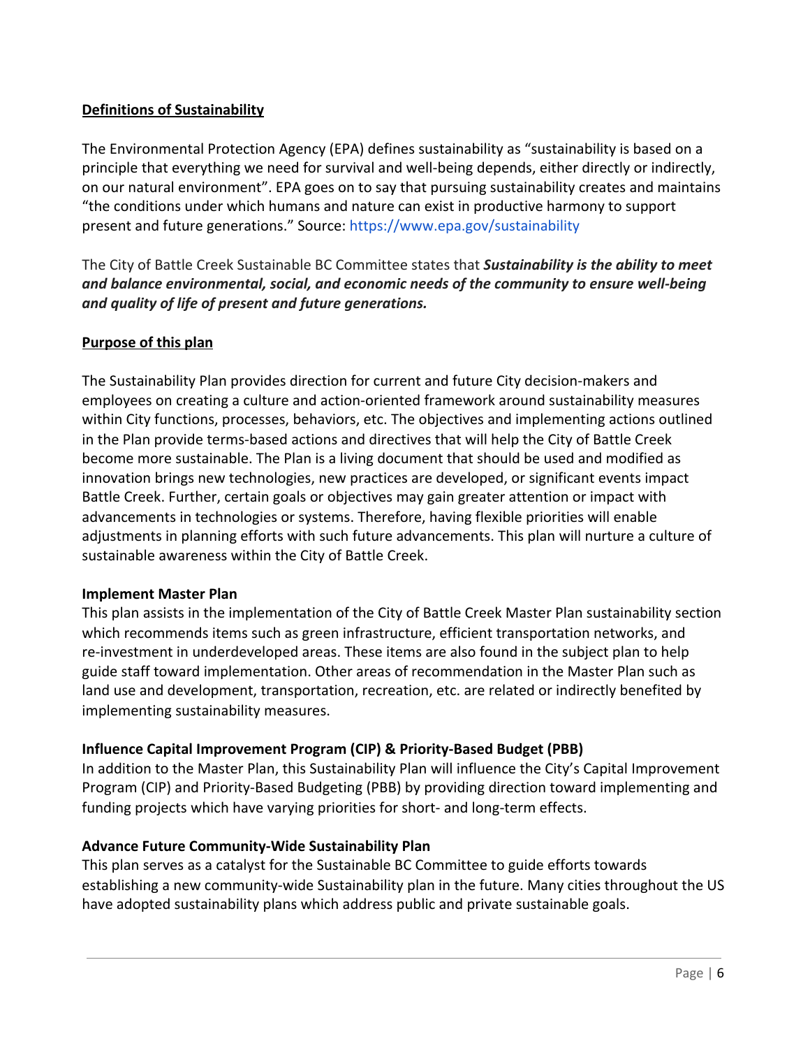## Definitions of Sustainability

The Environmental Protection Agency (EPA) defines sustainability as "sustainability is based on a principle that everything we need for survival and well-being depends, either directly or indirectly, on our natural environment". EPA goes on to say that pursuing sustainability creates and maintains "the conditions under which humans and nature can exist in productive harmony to support present and future generations." Source: https://www.epa.gov/sustainability

The City of Battle Creek Sustainable BC Committee states that ***Sustainability is the ability to meet and balance environmental, social, and economic needs of the community to ensure well-being and quality of life of present and future generations.***

## Purpose of this plan

The Sustainability Plan provides direction for current and future City decision-makers and employees on creating a culture and action-oriented framework around sustainability measures within City functions, processes, behaviors, etc. The objectives and implementing actions outlined in the Plan provide terms-based actions and directives that will help the City of Battle Creek become more sustainable. The Plan is a living document that should be used and modified as innovation brings new technologies, new practices are developed, or significant events impact Battle Creek. Further, certain goals or objectives may gain greater attention or impact with advancements in technologies or systems. Therefore, having flexible priorities will enable adjustments in planning efforts with such future advancements. This plan will nurture a culture of sustainable awareness within the City of Battle Creek.

### Implement Master Plan

This plan assists in the implementation of the City of Battle Creek Master Plan sustainability section which recommends items such as green infrastructure, efficient transportation networks, and re-investment in underdeveloped areas. These items are also found in the subject plan to help guide staff toward implementation. Other areas of recommendation in the Master Plan such as land use and development, transportation, recreation, etc. are related or indirectly benefited by implementing sustainability measures.

### Influence Capital Improvement Program (CIP) & Priority-Based Budget (PBB)

In addition to the Master Plan, this Sustainability Plan will influence the City's Capital Improvement Program (CIP) and Priority-Based Budgeting (PBB) by providing direction toward implementing and funding projects which have varying priorities for short- and long-term effects.

### Advance Future Community-Wide Sustainability Plan

This plan serves as a catalyst for the Sustainable BC Committee to guide efforts towards establishing a new community-wide Sustainability plan in the future. Many cities throughout the US have adopted sustainability plans which address public and private sustainable goals.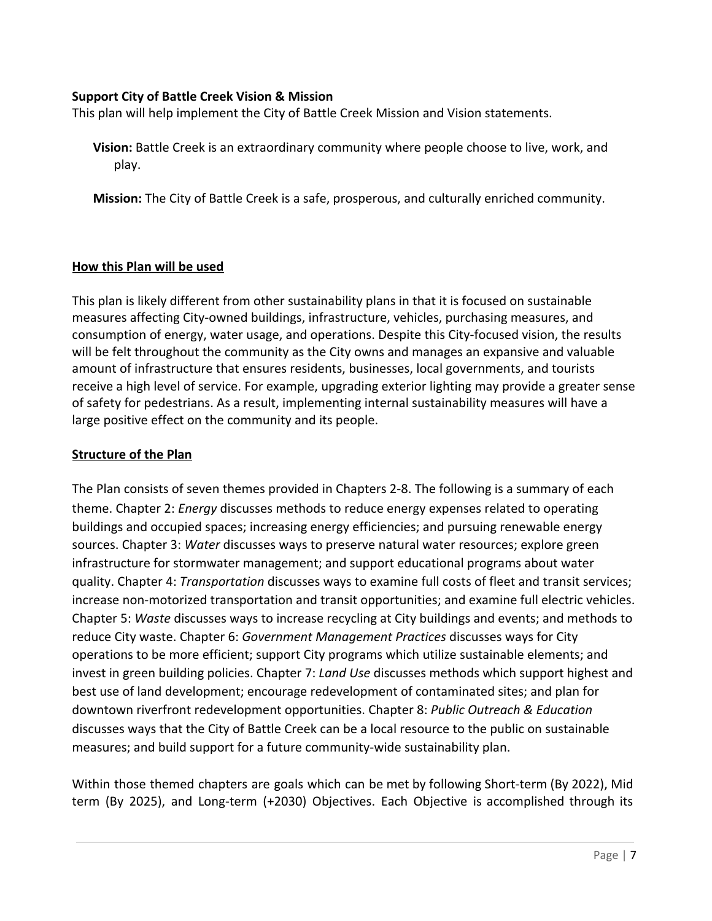**Support City of Battle Creek Vision & Mission**

This plan will help implement the City of Battle Creek Mission and Vision statements.

**Vision:** Battle Creek is an extraordinary community where people choose to live, work, and play.

**Mission:** The City of Battle Creek is a safe, prosperous, and culturally enriched community.

## How this Plan will be used

This plan is likely different from other sustainability plans in that it is focused on sustainable measures affecting City-owned buildings, infrastructure, vehicles, purchasing measures, and consumption of energy, water usage, and operations. Despite this City-focused vision, the results will be felt throughout the community as the City owns and manages an expansive and valuable amount of infrastructure that ensures residents, businesses, local governments, and tourists receive a high level of service. For example, upgrading exterior lighting may provide a greater sense of safety for pedestrians. As a result, implementing internal sustainability measures will have a large positive effect on the community and its people.

## Structure of the Plan

The Plan consists of seven themes provided in Chapters 2-8. The following is a summary of each theme. Chapter 2: *Energy* discusses methods to reduce energy expenses related to operating buildings and occupied spaces; increasing energy efficiencies; and pursuing renewable energy sources. Chapter 3: *Water* discusses ways to preserve natural water resources; explore green infrastructure for stormwater management; and support educational programs about water quality. Chapter 4: *Transportation* discusses ways to examine full costs of fleet and transit services; increase non-motorized transportation and transit opportunities; and examine full electric vehicles. Chapter 5: *Waste* discusses ways to increase recycling at City buildings and events; and methods to reduce City waste. Chapter 6: *Government Management Practices* discusses ways for City operations to be more efficient; support City programs which utilize sustainable elements; and invest in green building policies. Chapter 7: *Land Use* discusses methods which support highest and best use of land development; encourage redevelopment of contaminated sites; and plan for downtown riverfront redevelopment opportunities. Chapter 8: *Public Outreach & Education* discusses ways that the City of Battle Creek can be a local resource to the public on sustainable measures; and build support for a future community-wide sustainability plan.

Within those themed chapters are goals which can be met by following Short-term (By 2022), Mid term (By 2025), and Long-term (+2030) Objectives. Each Objective is accomplished through its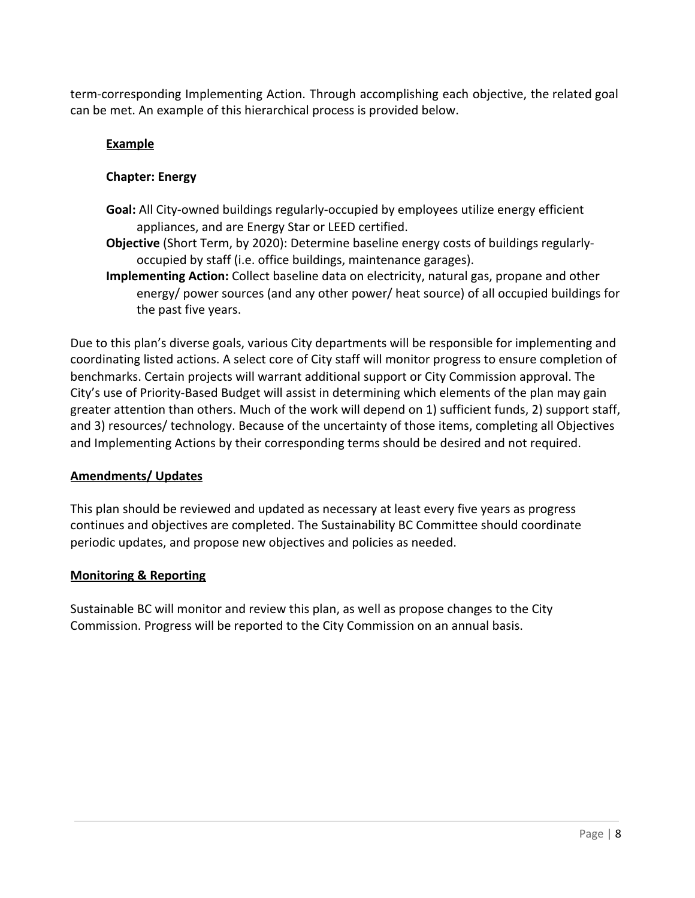term-corresponding Implementing Action. Through accomplishing each objective, the related goal can be met. An example of this hierarchical process is provided below.

**Example**

**Chapter: Energy**

**Goal:** All City-owned buildings regularly-occupied by employees utilize energy efficient appliances, and are Energy Star or LEED certified.

**Objective** (Short Term, by 2020): Determine baseline energy costs of buildings regularly-occupied by staff (i.e. office buildings, maintenance garages).

**Implementing Action:** Collect baseline data on electricity, natural gas, propane and other energy/ power sources (and any other power/ heat source) of all occupied buildings for the past five years.

Due to this plan's diverse goals, various City departments will be responsible for implementing and coordinating listed actions. A select core of City staff will monitor progress to ensure completion of benchmarks. Certain projects will warrant additional support or City Commission approval. The City's use of Priority-Based Budget will assist in determining which elements of the plan may gain greater attention than others. Much of the work will depend on 1) sufficient funds, 2) support staff, and 3) resources/ technology. Because of the uncertainty of those items, completing all Objectives and Implementing Actions by their corresponding terms should be desired and not required.

## Amendments/ Updates

This plan should be reviewed and updated as necessary at least every five years as progress continues and objectives are completed. The Sustainability BC Committee should coordinate periodic updates, and propose new objectives and policies as needed.

## Monitoring & Reporting

Sustainable BC will monitor and review this plan, as well as propose changes to the City Commission. Progress will be reported to the City Commission on an annual basis.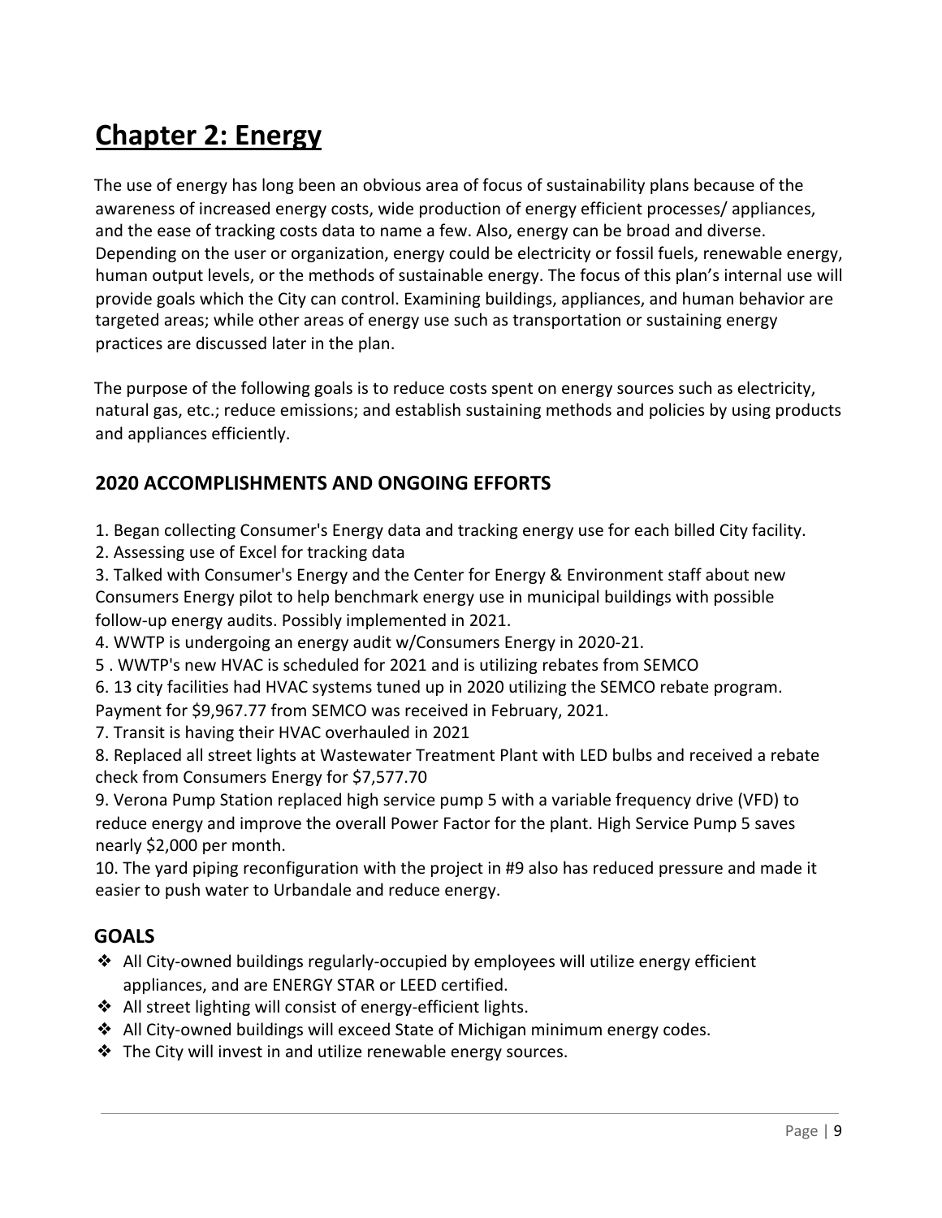# Chapter 2: Energy

The use of energy has long been an obvious area of focus of sustainability plans because of the awareness of increased energy costs, wide production of energy efficient processes/ appliances, and the ease of tracking costs data to name a few. Also, energy can be broad and diverse. Depending on the user or organization, energy could be electricity or fossil fuels, renewable energy, human output levels, or the methods of sustainable energy. The focus of this plan's internal use will provide goals which the City can control. Examining buildings, appliances, and human behavior are targeted areas; while other areas of energy use such as transportation or sustaining energy practices are discussed later in the plan.

The purpose of the following goals is to reduce costs spent on energy sources such as electricity, natural gas, etc.; reduce emissions; and establish sustaining methods and policies by using products and appliances efficiently.

## 2020 ACCOMPLISHMENTS AND ONGOING EFFORTS

1. Began collecting Consumer's Energy data and tracking energy use for each billed City facility.
2. Assessing use of Excel for tracking data
3. Talked with Consumer's Energy and the Center for Energy & Environment staff about new Consumers Energy pilot to help benchmark energy use in municipal buildings with possible follow-up energy audits. Possibly implemented in 2021.
4. WWTP is undergoing an energy audit w/Consumers Energy in 2020-21.
5. WWTP's new HVAC is scheduled for 2021 and is utilizing rebates from SEMCO
6. 13 city facilities had HVAC systems tuned up in 2020 utilizing the SEMCO rebate program. Payment for $9,967.77 from SEMCO was received in February, 2021.
7. Transit is having their HVAC overhauled in 2021
8. Replaced all street lights at Wastewater Treatment Plant with LED bulbs and received a rebate check from Consumers Energy for $7,577.70
9. Verona Pump Station replaced high service pump 5 with a variable frequency drive (VFD) to reduce energy and improve the overall Power Factor for the plant. High Service Pump 5 saves nearly $2,000 per month.
10. The yard piping reconfiguration with the project in #9 also has reduced pressure and made it easier to push water to Urbandale and reduce energy.

## GOALS

- All City-owned buildings regularly-occupied by employees will utilize energy efficient appliances, and are ENERGY STAR or LEED certified.
- All street lighting will consist of energy-efficient lights.
- All City-owned buildings will exceed State of Michigan minimum energy codes.
- The City will invest in and utilize renewable energy sources.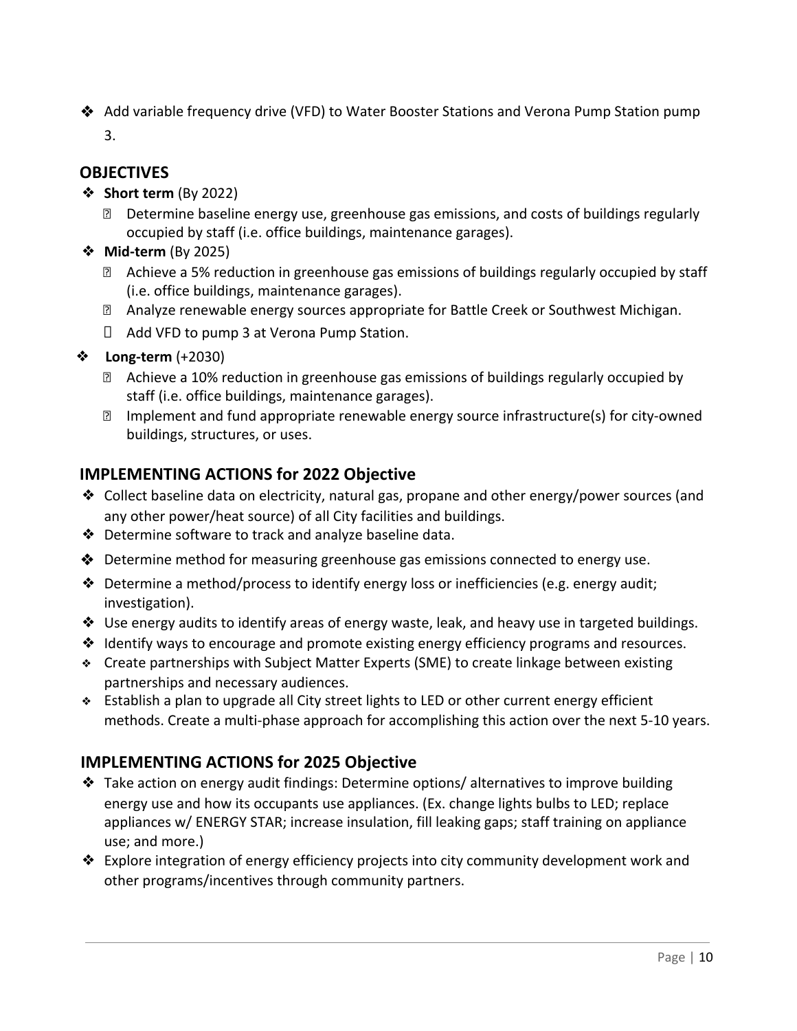- Add variable frequency drive (VFD) to Water Booster Stations and Verona Pump Station pump 3.

## OBJECTIVES

- **Short term** (By 2022)
  - Determine baseline energy use, greenhouse gas emissions, and costs of buildings regularly occupied by staff (i.e. office buildings, maintenance garages).
- **Mid-term** (By 2025)
  - Achieve a 5% reduction in greenhouse gas emissions of buildings regularly occupied by staff (i.e. office buildings, maintenance garages).
  - Analyze renewable energy sources appropriate for Battle Creek or Southwest Michigan.
  - Add VFD to pump 3 at Verona Pump Station.
- **Long-term** (+2030)
  - Achieve a 10% reduction in greenhouse gas emissions of buildings regularly occupied by staff (i.e. office buildings, maintenance garages).
  - Implement and fund appropriate renewable energy source infrastructure(s) for city-owned buildings, structures, or uses.

## IMPLEMENTING ACTIONS for 2022 Objective

- Collect baseline data on electricity, natural gas, propane and other energy/power sources (and any other power/heat source) of all City facilities and buildings.
- Determine software to track and analyze baseline data.
- Determine method for measuring greenhouse gas emissions connected to energy use.
- Determine a method/process to identify energy loss or inefficiencies (e.g. energy audit; investigation).
- Use energy audits to identify areas of energy waste, leak, and heavy use in targeted buildings.
- Identify ways to encourage and promote existing energy efficiency programs and resources.
- Create partnerships with Subject Matter Experts (SME) to create linkage between existing partnerships and necessary audiences.
- Establish a plan to upgrade all City street lights to LED or other current energy efficient methods. Create a multi-phase approach for accomplishing this action over the next 5-10 years.

## IMPLEMENTING ACTIONS for 2025 Objective

- Take action on energy audit findings: Determine options/ alternatives to improve building energy use and how its occupants use appliances. (Ex. change lights bulbs to LED; replace appliances w/ ENERGY STAR; increase insulation, fill leaking gaps; staff training on appliance use; and more.)
- Explore integration of energy efficiency projects into city community development work and other programs/incentives through community partners.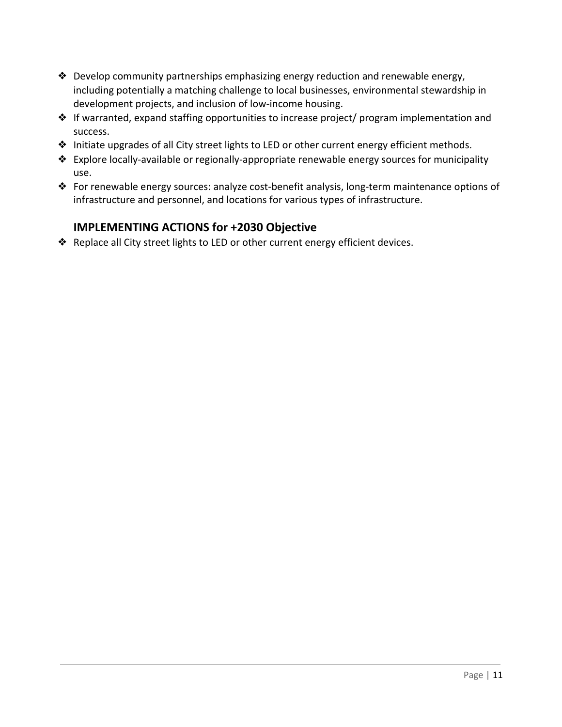- Develop community partnerships emphasizing energy reduction and renewable energy, including potentially a matching challenge to local businesses, environmental stewardship in development projects, and inclusion of low-income housing.
- If warranted, expand staffing opportunities to increase project/ program implementation and success.
- Initiate upgrades of all City street lights to LED or other current energy efficient methods.
- Explore locally-available or regionally-appropriate renewable energy sources for municipality use.
- For renewable energy sources: analyze cost-benefit analysis, long-term maintenance options of infrastructure and personnel, and locations for various types of infrastructure.

### IMPLEMENTING ACTIONS for +2030 Objective

- Replace all City street lights to LED or other current energy efficient devices.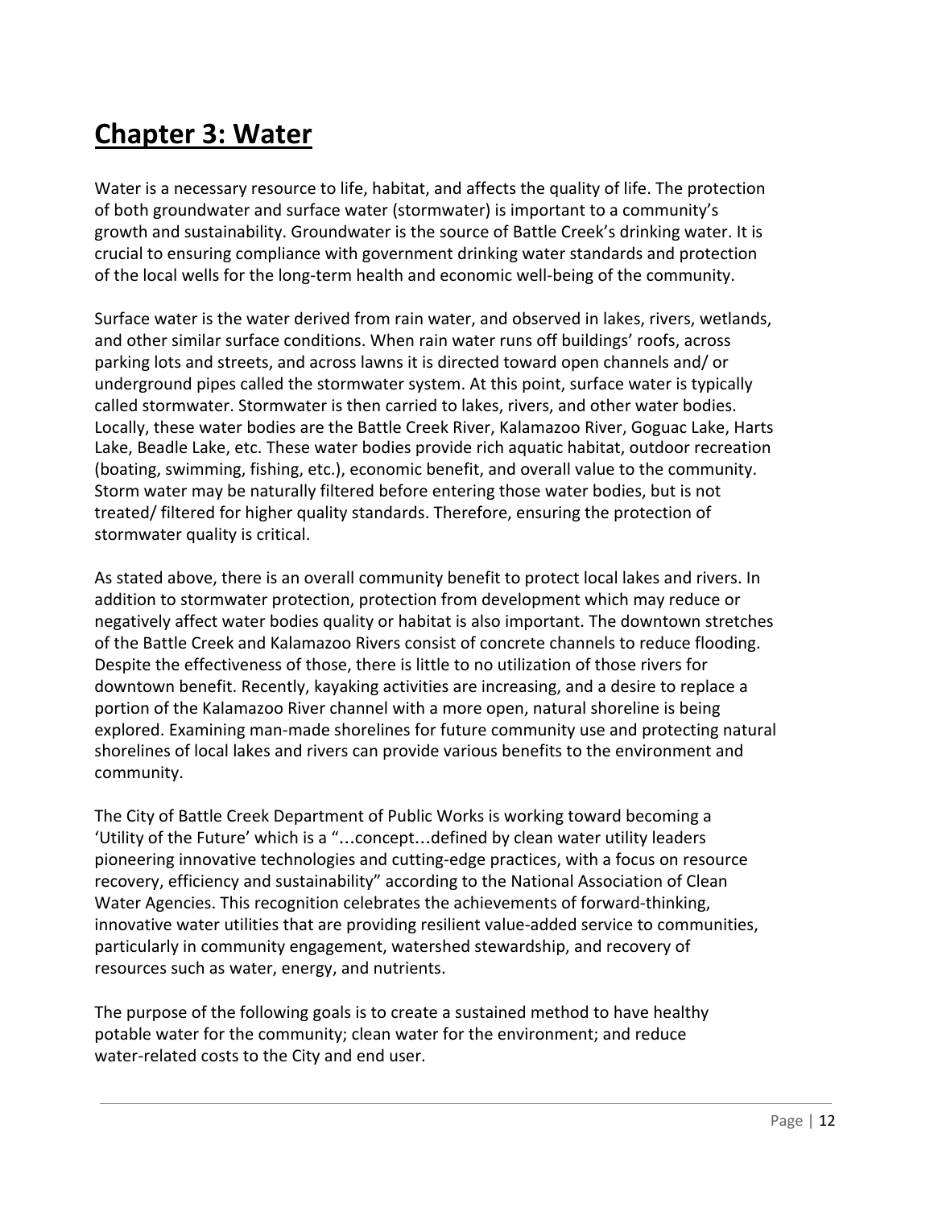# Chapter 3: Water

Water is a necessary resource to life, habitat, and affects the quality of life. The protection of both groundwater and surface water (stormwater) is important to a community's growth and sustainability. Groundwater is the source of Battle Creek's drinking water. It is crucial to ensuring compliance with government drinking water standards and protection of the local wells for the long-term health and economic well-being of the community.

Surface water is the water derived from rain water, and observed in lakes, rivers, wetlands, and other similar surface conditions. When rain water runs off buildings' roofs, across parking lots and streets, and across lawns it is directed toward open channels and/ or underground pipes called the stormwater system. At this point, surface water is typically called stormwater. Stormwater is then carried to lakes, rivers, and other water bodies. Locally, these water bodies are the Battle Creek River, Kalamazoo River, Goguac Lake, Harts Lake, Beadle Lake, etc. These water bodies provide rich aquatic habitat, outdoor recreation (boating, swimming, fishing, etc.), economic benefit, and overall value to the community. Storm water may be naturally filtered before entering those water bodies, but is not treated/ filtered for higher quality standards. Therefore, ensuring the protection of stormwater quality is critical.

As stated above, there is an overall community benefit to protect local lakes and rivers. In addition to stormwater protection, protection from development which may reduce or negatively affect water bodies quality or habitat is also important. The downtown stretches of the Battle Creek and Kalamazoo Rivers consist of concrete channels to reduce flooding. Despite the effectiveness of those, there is little to no utilization of those rivers for downtown benefit. Recently, kayaking activities are increasing, and a desire to replace a portion of the Kalamazoo River channel with a more open, natural shoreline is being explored. Examining man-made shorelines for future community use and protecting natural shorelines of local lakes and rivers can provide various benefits to the environment and community.

The City of Battle Creek Department of Public Works is working toward becoming a 'Utility of the Future' which is a "…concept…defined by clean water utility leaders pioneering innovative technologies and cutting-edge practices, with a focus on resource recovery, efficiency and sustainability" according to the National Association of Clean Water Agencies. This recognition celebrates the achievements of forward-thinking, innovative water utilities that are providing resilient value-added service to communities, particularly in community engagement, watershed stewardship, and recovery of resources such as water, energy, and nutrients.

The purpose of the following goals is to create a sustained method to have healthy potable water for the community; clean water for the environment; and reduce water-related costs to the City and end user.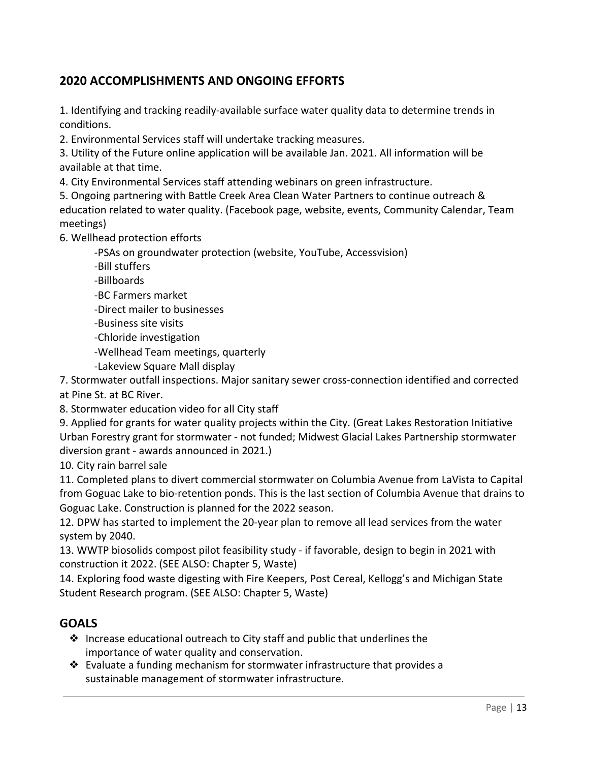## 2020 ACCOMPLISHMENTS AND ONGOING EFFORTS

1. Identifying and tracking readily-available surface water quality data to determine trends in conditions.
2. Environmental Services staff will undertake tracking measures.
3. Utility of the Future online application will be available Jan. 2021. All information will be available at that time.
4. City Environmental Services staff attending webinars on green infrastructure.
5. Ongoing partnering with Battle Creek Area Clean Water Partners to continue outreach & education related to water quality. (Facebook page, website, events, Community Calendar, Team meetings)
6. Wellhead protection efforts
   - PSAs on groundwater protection (website, YouTube, Accessvision)
   - Bill stuffers
   - Billboards
   - BC Farmers market
   - Direct mailer to businesses
   - Business site visits
   - Chloride investigation
   - Wellhead Team meetings, quarterly
   - Lakeview Square Mall display
7. Stormwater outfall inspections. Major sanitary sewer cross-connection identified and corrected at Pine St. at BC River.
8. Stormwater education video for all City staff
9. Applied for grants for water quality projects within the City. (Great Lakes Restoration Initiative Urban Forestry grant for stormwater - not funded; Midwest Glacial Lakes Partnership stormwater diversion grant - awards announced in 2021.)
10. City rain barrel sale
11. Completed plans to divert commercial stormwater on Columbia Avenue from LaVista to Capital from Goguac Lake to bio-retention ponds. This is the last section of Columbia Avenue that drains to Goguac Lake. Construction is planned for the 2022 season.
12. DPW has started to implement the 20-year plan to remove all lead services from the water system by 2040.
13. WWTP biosolids compost pilot feasibility study - if favorable, design to begin in 2021 with construction it 2022. (SEE ALSO: Chapter 5, Waste)
14. Exploring food waste digesting with Fire Keepers, Post Cereal, Kellogg's and Michigan State Student Research program. (SEE ALSO: Chapter 5, Waste)

## GOALS

- ❖ Increase educational outreach to City staff and public that underlines the importance of water quality and conservation.
- ❖ Evaluate a funding mechanism for stormwater infrastructure that provides a sustainable management of stormwater infrastructure.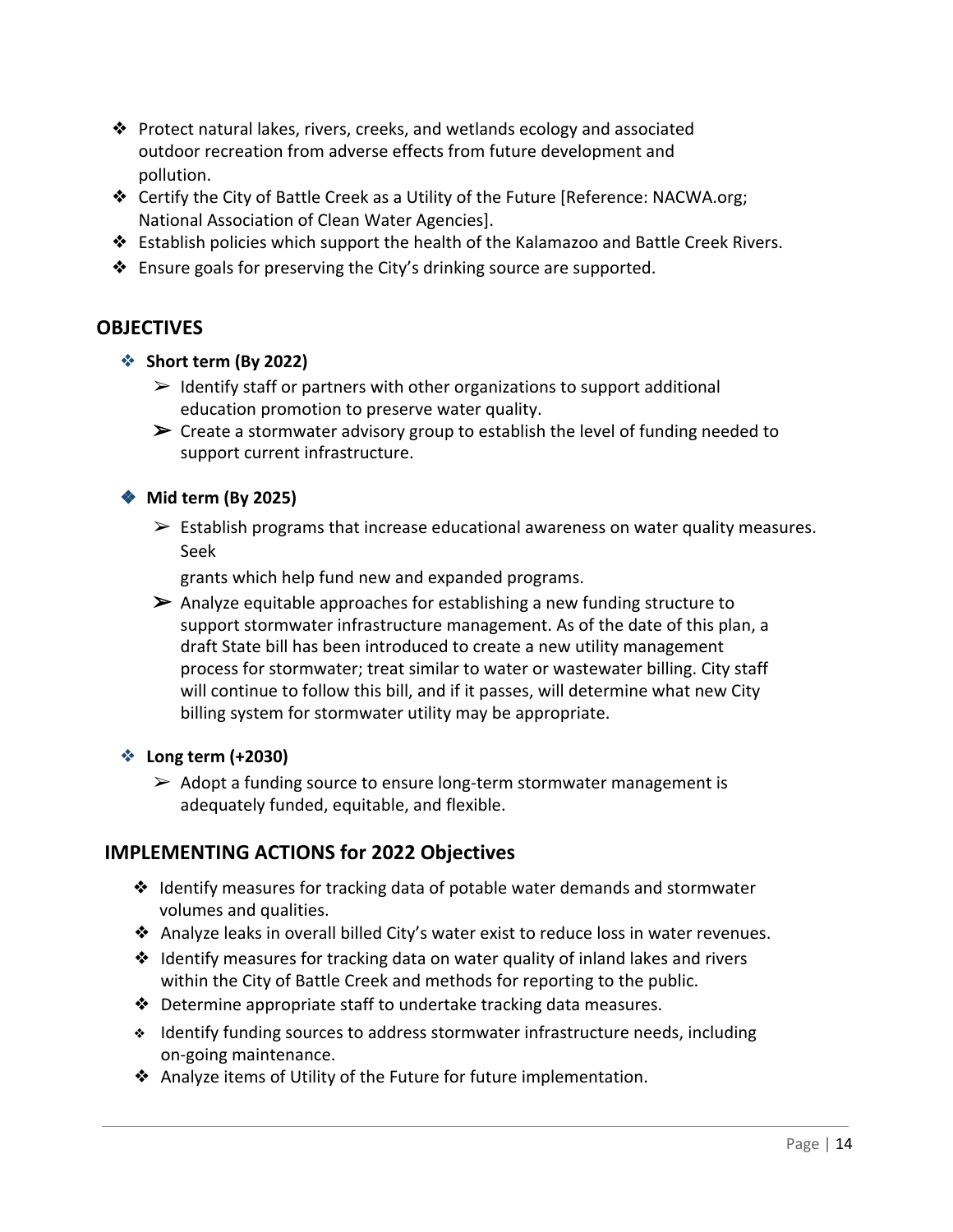- Protect natural lakes, rivers, creeks, and wetlands ecology and associated outdoor recreation from adverse effects from future development and pollution.
- Certify the City of Battle Creek as a Utility of the Future [Reference: NACWA.org; National Association of Clean Water Agencies].
- Establish policies which support the health of the Kalamazoo and Battle Creek Rivers.
- Ensure goals for preserving the City's drinking source are supported.

## OBJECTIVES

- **Short term (By 2022)**
  - Identify staff or partners with other organizations to support additional education promotion to preserve water quality.
  - Create a stormwater advisory group to establish the level of funding needed to support current infrastructure.

- **Mid term (By 2025)**
  - Establish programs that increase educational awareness on water quality measures. Seek

    grants which help fund new and expanded programs.
  - Analyze equitable approaches for establishing a new funding structure to support stormwater infrastructure management. As of the date of this plan, a draft State bill has been introduced to create a new utility management process for stormwater; treat similar to water or wastewater billing. City staff will continue to follow this bill, and if it passes, will determine what new City billing system for stormwater utility may be appropriate.

- **Long term (+2030)**
  - Adopt a funding source to ensure long-term stormwater management is adequately funded, equitable, and flexible.

## IMPLEMENTING ACTIONS for 2022 Objectives

- Identify measures for tracking data of potable water demands and stormwater volumes and qualities.
- Analyze leaks in overall billed City's water exist to reduce loss in water revenues.
- Identify measures for tracking data on water quality of inland lakes and rivers within the City of Battle Creek and methods for reporting to the public.
- Determine appropriate staff to undertake tracking data measures.
- Identify funding sources to address stormwater infrastructure needs, including on-going maintenance.
- Analyze items of Utility of the Future for future implementation.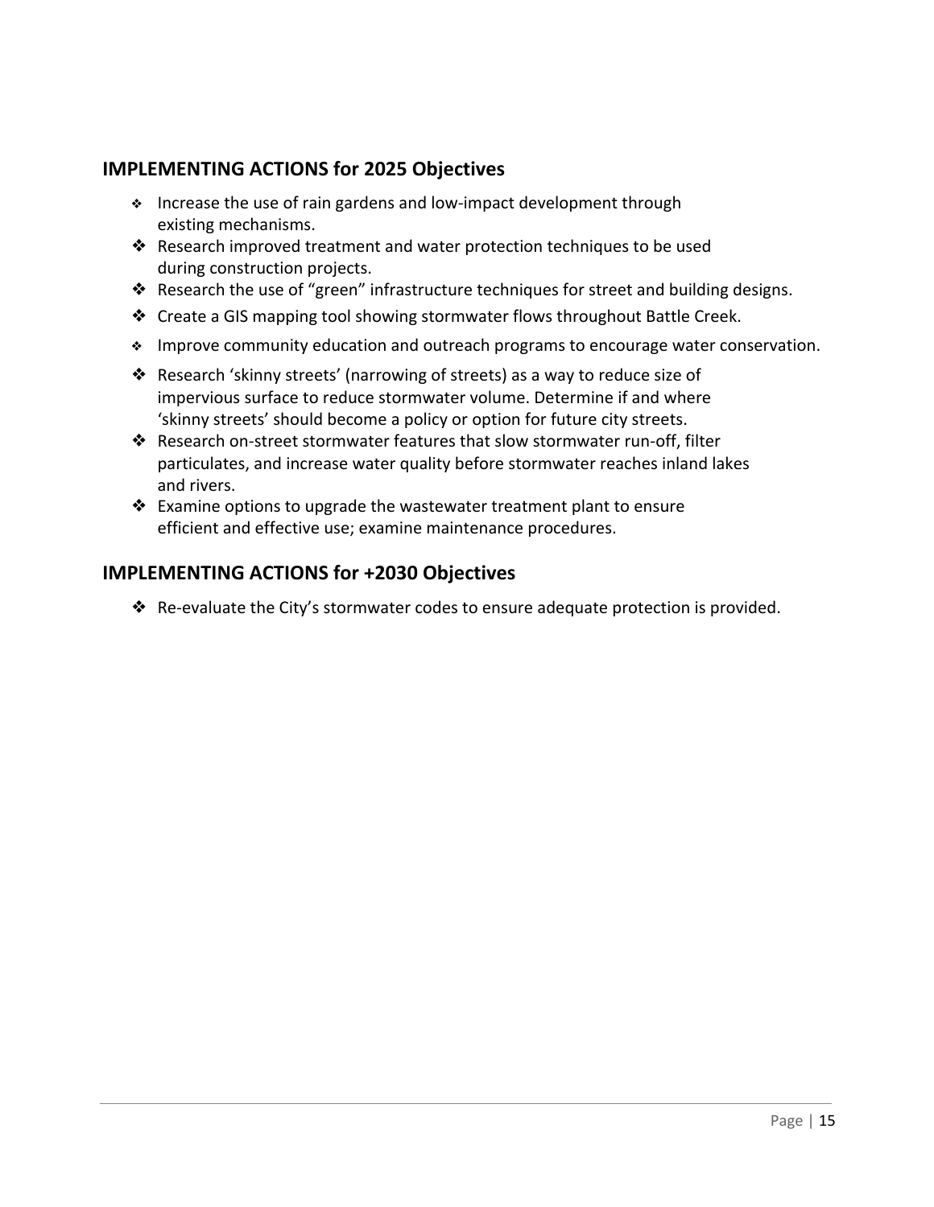## IMPLEMENTING ACTIONS for 2025 Objectives

- Increase the use of rain gardens and low-impact development through existing mechanisms.
- Research improved treatment and water protection techniques to be used during construction projects.
- Research the use of "green" infrastructure techniques for street and building designs.
- Create a GIS mapping tool showing stormwater flows throughout Battle Creek.
- Improve community education and outreach programs to encourage water conservation.
- Research 'skinny streets' (narrowing of streets) as a way to reduce size of impervious surface to reduce stormwater volume. Determine if and where 'skinny streets' should become a policy or option for future city streets.
- Research on-street stormwater features that slow stormwater run-off, filter particulates, and increase water quality before stormwater reaches inland lakes and rivers.
- Examine options to upgrade the wastewater treatment plant to ensure efficient and effective use; examine maintenance procedures.

## IMPLEMENTING ACTIONS for +2030 Objectives

- Re-evaluate the City's stormwater codes to ensure adequate protection is provided.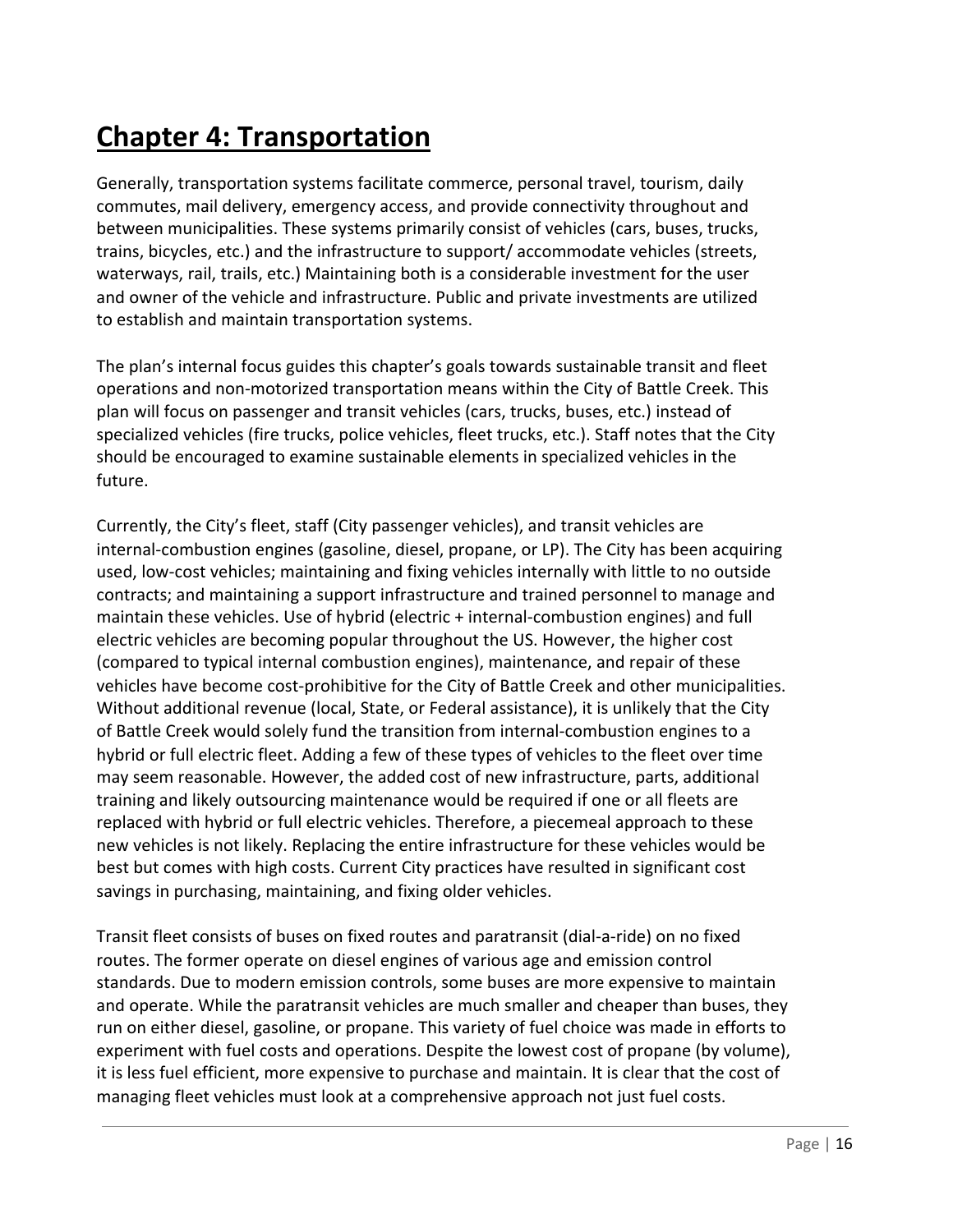# Chapter 4: Transportation

Generally, transportation systems facilitate commerce, personal travel, tourism, daily commutes, mail delivery, emergency access, and provide connectivity throughout and between municipalities. These systems primarily consist of vehicles (cars, buses, trucks, trains, bicycles, etc.) and the infrastructure to support/ accommodate vehicles (streets, waterways, rail, trails, etc.) Maintaining both is a considerable investment for the user and owner of the vehicle and infrastructure. Public and private investments are utilized to establish and maintain transportation systems.

The plan's internal focus guides this chapter's goals towards sustainable transit and fleet operations and non-motorized transportation means within the City of Battle Creek. This plan will focus on passenger and transit vehicles (cars, trucks, buses, etc.) instead of specialized vehicles (fire trucks, police vehicles, fleet trucks, etc.). Staff notes that the City should be encouraged to examine sustainable elements in specialized vehicles in the future.

Currently, the City's fleet, staff (City passenger vehicles), and transit vehicles are internal-combustion engines (gasoline, diesel, propane, or LP). The City has been acquiring used, low-cost vehicles; maintaining and fixing vehicles internally with little to no outside contracts; and maintaining a support infrastructure and trained personnel to manage and maintain these vehicles. Use of hybrid (electric + internal-combustion engines) and full electric vehicles are becoming popular throughout the US. However, the higher cost (compared to typical internal combustion engines), maintenance, and repair of these vehicles have become cost-prohibitive for the City of Battle Creek and other municipalities. Without additional revenue (local, State, or Federal assistance), it is unlikely that the City of Battle Creek would solely fund the transition from internal-combustion engines to a hybrid or full electric fleet. Adding a few of these types of vehicles to the fleet over time may seem reasonable. However, the added cost of new infrastructure, parts, additional training and likely outsourcing maintenance would be required if one or all fleets are replaced with hybrid or full electric vehicles. Therefore, a piecemeal approach to these new vehicles is not likely. Replacing the entire infrastructure for these vehicles would be best but comes with high costs. Current City practices have resulted in significant cost savings in purchasing, maintaining, and fixing older vehicles.

Transit fleet consists of buses on fixed routes and paratransit (dial-a-ride) on no fixed routes. The former operate on diesel engines of various age and emission control standards. Due to modern emission controls, some buses are more expensive to maintain and operate. While the paratransit vehicles are much smaller and cheaper than buses, they run on either diesel, gasoline, or propane. This variety of fuel choice was made in efforts to experiment with fuel costs and operations. Despite the lowest cost of propane (by volume), it is less fuel efficient, more expensive to purchase and maintain. It is clear that the cost of managing fleet vehicles must look at a comprehensive approach not just fuel costs.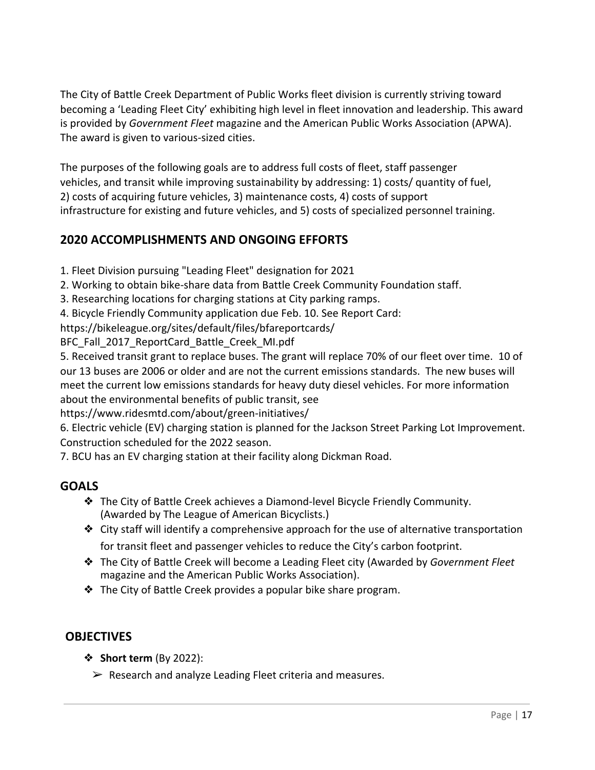The City of Battle Creek Department of Public Works fleet division is currently striving toward becoming a 'Leading Fleet City' exhibiting high level in fleet innovation and leadership. This award is provided by *Government Fleet* magazine and the American Public Works Association (APWA). The award is given to various-sized cities.

The purposes of the following goals are to address full costs of fleet, staff passenger vehicles, and transit while improving sustainability by addressing: 1) costs/ quantity of fuel, 2) costs of acquiring future vehicles, 3) maintenance costs, 4) costs of support infrastructure for existing and future vehicles, and 5) costs of specialized personnel training.

## 2020 ACCOMPLISHMENTS AND ONGOING EFFORTS

1. Fleet Division pursuing "Leading Fleet" designation for 2021
2. Working to obtain bike-share data from Battle Creek Community Foundation staff.
3. Researching locations for charging stations at City parking ramps.
4. Bicycle Friendly Community application due Feb. 10. See Report Card: https://bikeleague.org/sites/default/files/bfareportcards/BFC_Fall_2017_ReportCard_Battle_Creek_MI.pdf
5. Received transit grant to replace buses. The grant will replace 70% of our fleet over time. 10 of our 13 buses are 2006 or older and are not the current emissions standards. The new buses will meet the current low emissions standards for heavy duty diesel vehicles. For more information about the environmental benefits of public transit, see https://www.ridesmtd.com/about/green-initiatives/
6. Electric vehicle (EV) charging station is planned for the Jackson Street Parking Lot Improvement. Construction scheduled for the 2022 season.
7. BCU has an EV charging station at their facility along Dickman Road.

## GOALS

- The City of Battle Creek achieves a Diamond-level Bicycle Friendly Community. (Awarded by The League of American Bicyclists.)
- City staff will identify a comprehensive approach for the use of alternative transportation for transit fleet and passenger vehicles to reduce the City's carbon footprint.
- The City of Battle Creek will become a Leading Fleet city (Awarded by *Government Fleet* magazine and the American Public Works Association).
- The City of Battle Creek provides a popular bike share program.

## OBJECTIVES

- **Short term** (By 2022):
  - Research and analyze Leading Fleet criteria and measures.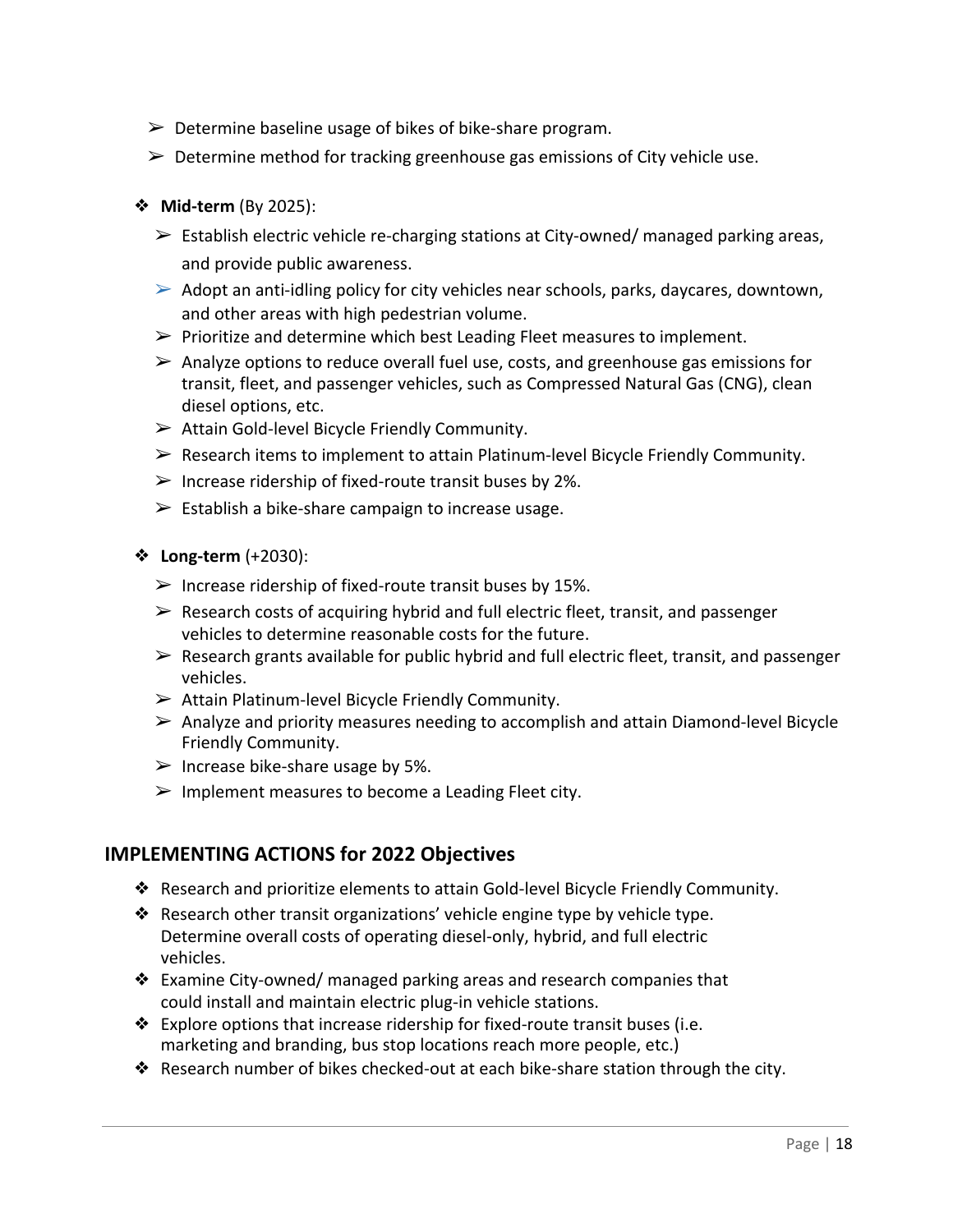- Determine baseline usage of bikes of bike-share program.
   - Determine method for tracking greenhouse gas emissions of City vehicle use.

- **Mid-term** (By 2025):
   - Establish electric vehicle re-charging stations at City-owned/ managed parking areas, and provide public awareness.
   - Adopt an anti-idling policy for city vehicles near schools, parks, daycares, downtown, and other areas with high pedestrian volume.
   - Prioritize and determine which best Leading Fleet measures to implement.
   - Analyze options to reduce overall fuel use, costs, and greenhouse gas emissions for transit, fleet, and passenger vehicles, such as Compressed Natural Gas (CNG), clean diesel options, etc.
   - Attain Gold-level Bicycle Friendly Community.
   - Research items to implement to attain Platinum-level Bicycle Friendly Community.
   - Increase ridership of fixed-route transit buses by 2%.
   - Establish a bike-share campaign to increase usage.

- **Long-term** (+2030):
   - Increase ridership of fixed-route transit buses by 15%.
   - Research costs of acquiring hybrid and full electric fleet, transit, and passenger vehicles to determine reasonable costs for the future.
   - Research grants available for public hybrid and full electric fleet, transit, and passenger vehicles.
   - Attain Platinum-level Bicycle Friendly Community.
   - Analyze and priority measures needing to accomplish and attain Diamond-level Bicycle Friendly Community.
   - Increase bike-share usage by 5%.
   - Implement measures to become a Leading Fleet city.

## IMPLEMENTING ACTIONS for 2022 Objectives

- Research and prioritize elements to attain Gold-level Bicycle Friendly Community.
- Research other transit organizations' vehicle engine type by vehicle type. Determine overall costs of operating diesel-only, hybrid, and full electric vehicles.
- Examine City-owned/ managed parking areas and research companies that could install and maintain electric plug-in vehicle stations.
- Explore options that increase ridership for fixed-route transit buses (i.e. marketing and branding, bus stop locations reach more people, etc.)
- Research number of bikes checked-out at each bike-share station through the city.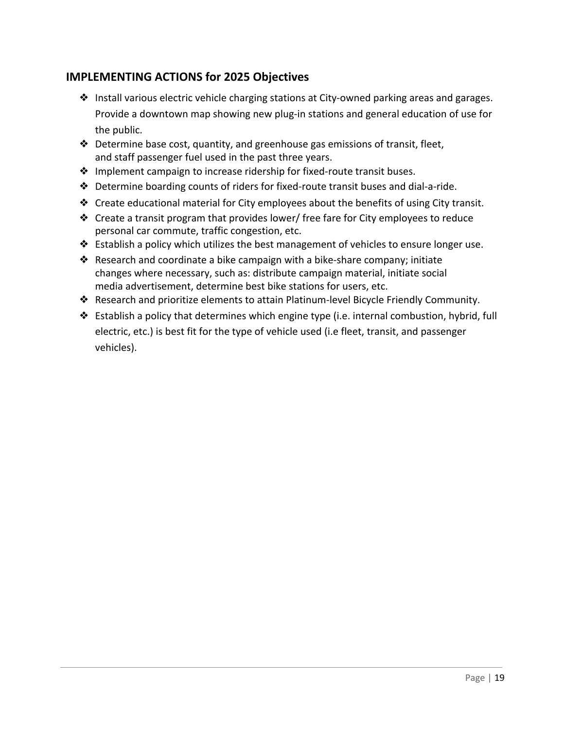## IMPLEMENTING ACTIONS for 2025 Objectives

- Install various electric vehicle charging stations at City-owned parking areas and garages. Provide a downtown map showing new plug-in stations and general education of use for the public.
- Determine base cost, quantity, and greenhouse gas emissions of transit, fleet, and staff passenger fuel used in the past three years.
- Implement campaign to increase ridership for fixed-route transit buses.
- Determine boarding counts of riders for fixed-route transit buses and dial-a-ride.
- Create educational material for City employees about the benefits of using City transit.
- Create a transit program that provides lower/ free fare for City employees to reduce personal car commute, traffic congestion, etc.
- Establish a policy which utilizes the best management of vehicles to ensure longer use.
- Research and coordinate a bike campaign with a bike-share company; initiate changes where necessary, such as: distribute campaign material, initiate social media advertisement, determine best bike stations for users, etc.
- Research and prioritize elements to attain Platinum-level Bicycle Friendly Community.
- Establish a policy that determines which engine type (i.e. internal combustion, hybrid, full electric, etc.) is best fit for the type of vehicle used (i.e fleet, transit, and passenger vehicles).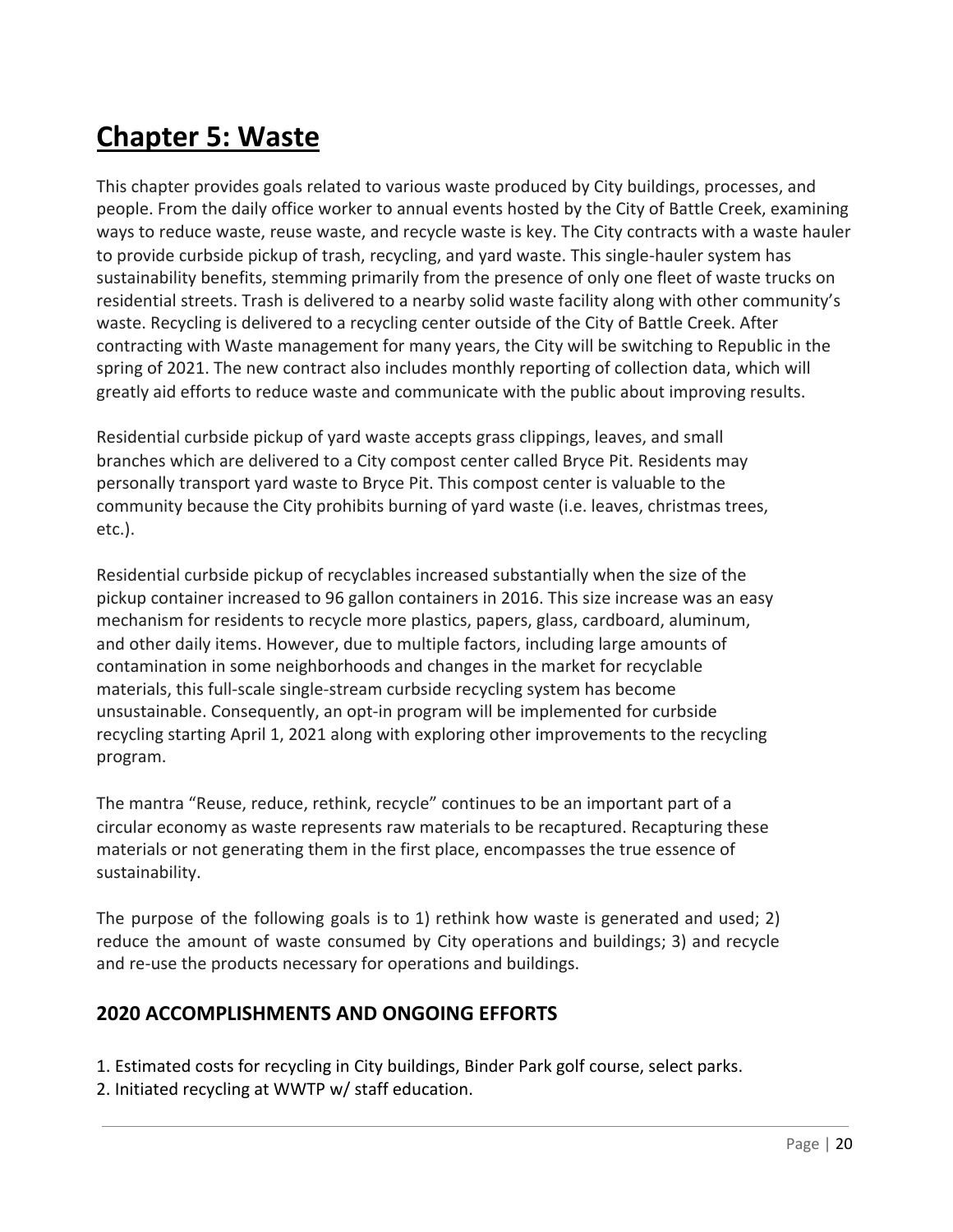# Chapter 5: Waste

This chapter provides goals related to various waste produced by City buildings, processes, and people. From the daily office worker to annual events hosted by the City of Battle Creek, examining ways to reduce waste, reuse waste, and recycle waste is key. The City contracts with a waste hauler to provide curbside pickup of trash, recycling, and yard waste. This single-hauler system has sustainability benefits, stemming primarily from the presence of only one fleet of waste trucks on residential streets. Trash is delivered to a nearby solid waste facility along with other community's waste. Recycling is delivered to a recycling center outside of the City of Battle Creek. After contracting with Waste management for many years, the City will be switching to Republic in the spring of 2021. The new contract also includes monthly reporting of collection data, which will greatly aid efforts to reduce waste and communicate with the public about improving results.

Residential curbside pickup of yard waste accepts grass clippings, leaves, and small branches which are delivered to a City compost center called Bryce Pit. Residents may personally transport yard waste to Bryce Pit. This compost center is valuable to the community because the City prohibits burning of yard waste (i.e. leaves, christmas trees, etc.).

Residential curbside pickup of recyclables increased substantially when the size of the pickup container increased to 96 gallon containers in 2016. This size increase was an easy mechanism for residents to recycle more plastics, papers, glass, cardboard, aluminum, and other daily items. However, due to multiple factors, including large amounts of contamination in some neighborhoods and changes in the market for recyclable materials, this full-scale single-stream curbside recycling system has become unsustainable. Consequently, an opt-in program will be implemented for curbside recycling starting April 1, 2021 along with exploring other improvements to the recycling program.

The mantra "Reuse, reduce, rethink, recycle" continues to be an important part of a circular economy as waste represents raw materials to be recaptured. Recapturing these materials or not generating them in the first place, encompasses the true essence of sustainability.

The purpose of the following goals is to 1) rethink how waste is generated and used; 2) reduce the amount of waste consumed by City operations and buildings; 3) and recycle and re-use the products necessary for operations and buildings.

## 2020 ACCOMPLISHMENTS AND ONGOING EFFORTS

1. Estimated costs for recycling in City buildings, Binder Park golf course, select parks.
2. Initiated recycling at WWTP w/ staff education.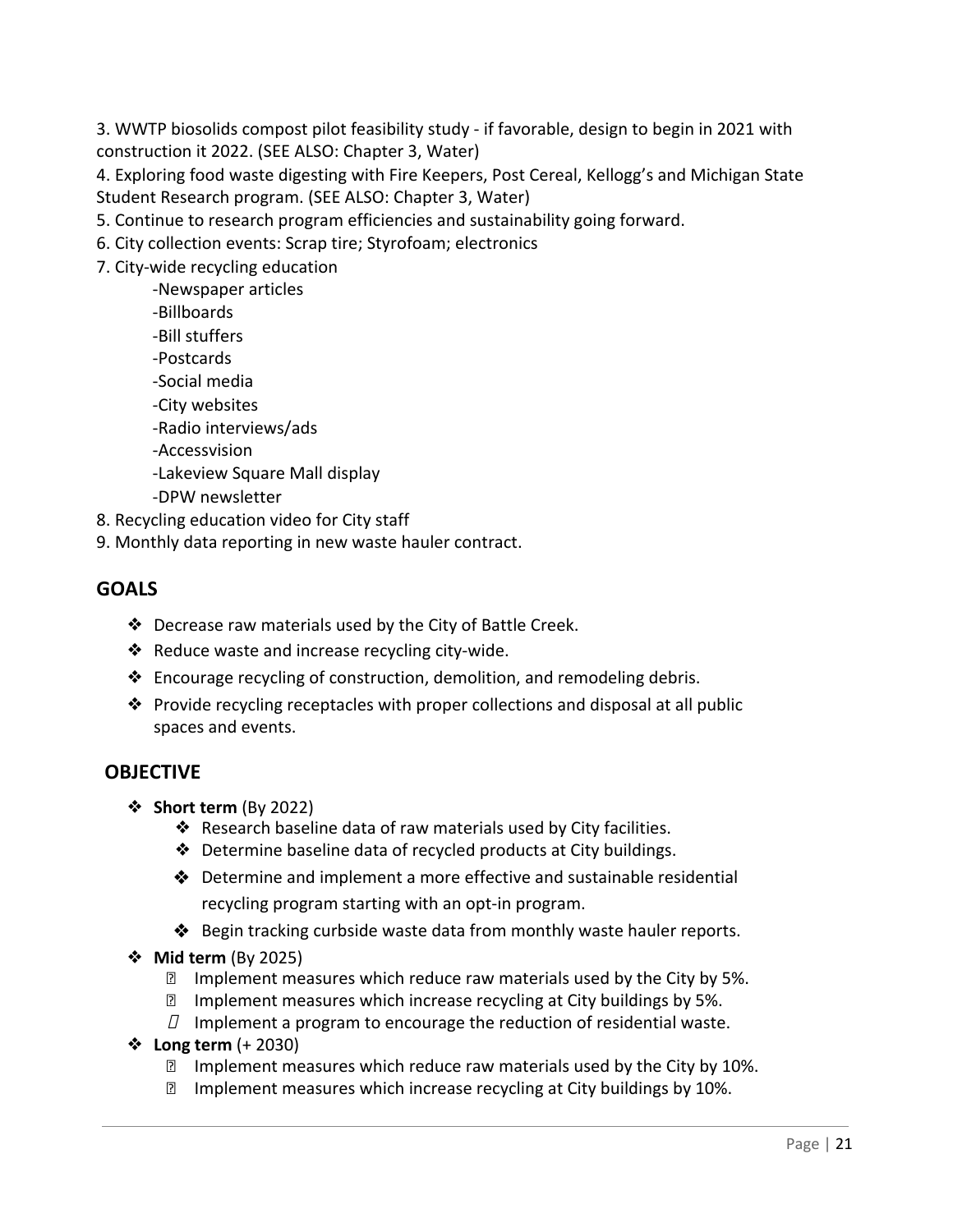3. WWTP biosolids compost pilot feasibility study - if favorable, design to begin in 2021 with construction it 2022. (SEE ALSO: Chapter 3, Water)
4. Exploring food waste digesting with Fire Keepers, Post Cereal, Kellogg's and Michigan State Student Research program. (SEE ALSO: Chapter 3, Water)
5. Continue to research program efficiencies and sustainability going forward.
6. City collection events: Scrap tire; Styrofoam; electronics
7. City-wide recycling education
    - -Newspaper articles
    - -Billboards
    - -Bill stuffers
    - -Postcards
    - -Social media
    - -City websites
    - -Radio interviews/ads
    - -Accessvision
    - -Lakeview Square Mall display
    - -DPW newsletter
8. Recycling education video for City staff
9. Monthly data reporting in new waste hauler contract.

## GOALS

- ❖ Decrease raw materials used by the City of Battle Creek.
- ❖ Reduce waste and increase recycling city-wide.
- ❖ Encourage recycling of construction, demolition, and remodeling debris.
- ❖ Provide recycling receptacles with proper collections and disposal at all public spaces and events.

## OBJECTIVE

- ❖ **Short term** (By 2022)
    - ❖ Research baseline data of raw materials used by City facilities.
    - ❖ Determine baseline data of recycled products at City buildings.
    - ❖ Determine and implement a more effective and sustainable residential recycling program starting with an opt-in program.
    - ❖ Begin tracking curbside waste data from monthly waste hauler reports.
- ❖ **Mid term** (By 2025)
    - Implement measures which reduce raw materials used by the City by 5%.
    - Implement measures which increase recycling at City buildings by 5%.
    - Implement a program to encourage the reduction of residential waste.
- ❖ **Long term** (+ 2030)
    - Implement measures which reduce raw materials used by the City by 10%.
    - Implement measures which increase recycling at City buildings by 10%.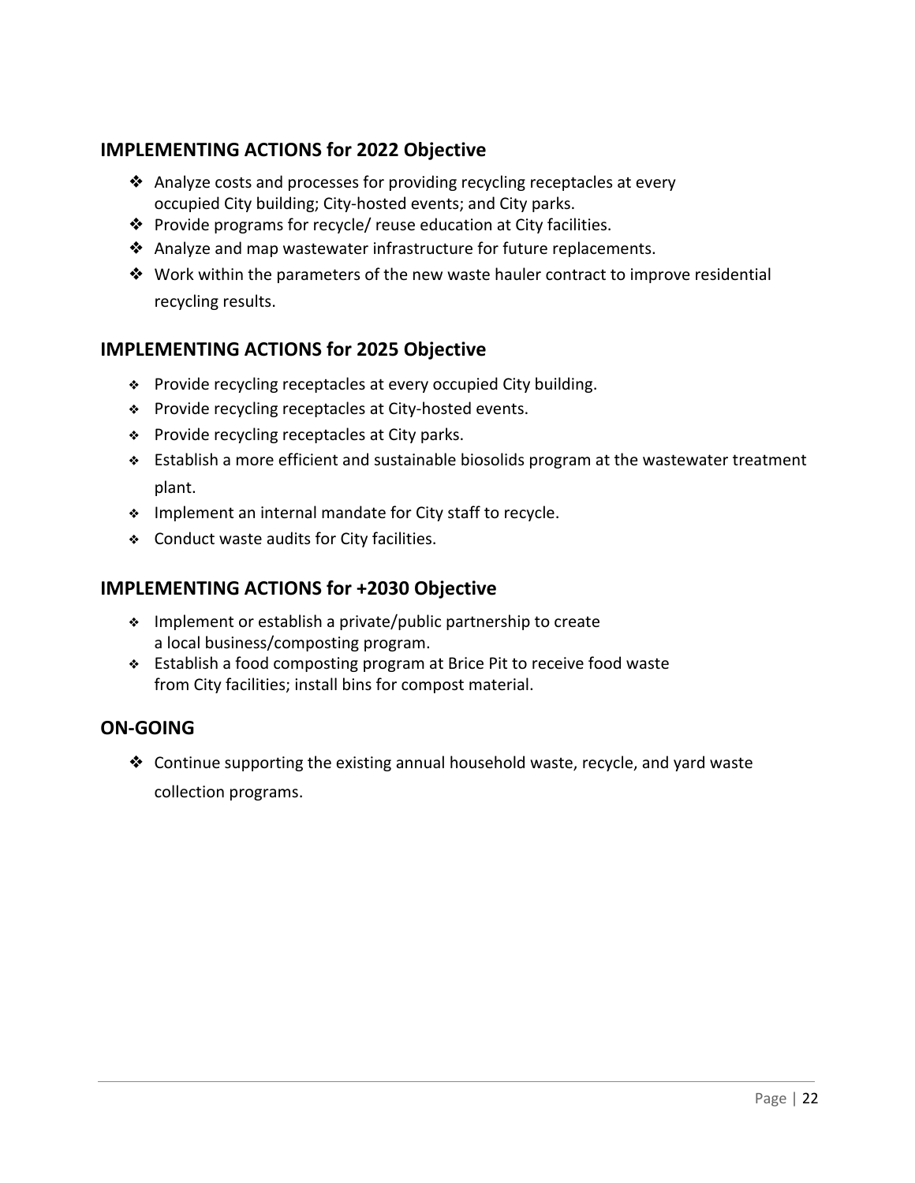## IMPLEMENTING ACTIONS for 2022 Objective

- Analyze costs and processes for providing recycling receptacles at every occupied City building; City-hosted events; and City parks.
- Provide programs for recycle/ reuse education at City facilities.
- Analyze and map wastewater infrastructure for future replacements.
- Work within the parameters of the new waste hauler contract to improve residential recycling results.

## IMPLEMENTING ACTIONS for 2025 Objective

- Provide recycling receptacles at every occupied City building.
- Provide recycling receptacles at City-hosted events.
- Provide recycling receptacles at City parks.
- Establish a more efficient and sustainable biosolids program at the wastewater treatment plant.
- Implement an internal mandate for City staff to recycle.
- Conduct waste audits for City facilities.

## IMPLEMENTING ACTIONS for +2030 Objective

- Implement or establish a private/public partnership to create a local business/composting program.
- Establish a food composting program at Brice Pit to receive food waste from City facilities; install bins for compost material.

## ON-GOING

- Continue supporting the existing annual household waste, recycle, and yard waste collection programs.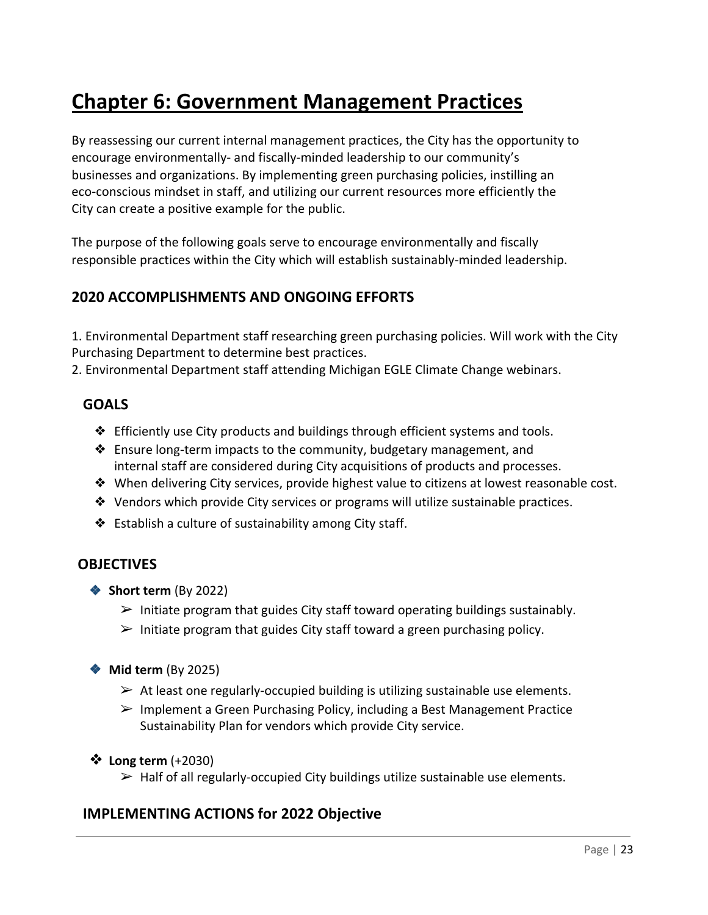# Chapter 6: Government Management Practices

By reassessing our current internal management practices, the City has the opportunity to encourage environmentally- and fiscally-minded leadership to our community's businesses and organizations. By implementing green purchasing policies, instilling an eco-conscious mindset in staff, and utilizing our current resources more efficiently the City can create a positive example for the public.

The purpose of the following goals serve to encourage environmentally and fiscally responsible practices within the City which will establish sustainably-minded leadership.

### 2020 ACCOMPLISHMENTS AND ONGOING EFFORTS

1. Environmental Department staff researching green purchasing policies. Will work with the City Purchasing Department to determine best practices.
2. Environmental Department staff attending Michigan EGLE Climate Change webinars.

### GOALS

- ❖ Efficiently use City products and buildings through efficient systems and tools.
- ❖ Ensure long-term impacts to the community, budgetary management, and internal staff are considered during City acquisitions of products and processes.
- ❖ When delivering City services, provide highest value to citizens at lowest reasonable cost.
- ❖ Vendors which provide City services or programs will utilize sustainable practices.
- ❖ Establish a culture of sustainability among City staff.

### OBJECTIVES

- **Short term** (By 2022)
  - ➢ Initiate program that guides City staff toward operating buildings sustainably.
  - ➢ Initiate program that guides City staff toward a green purchasing policy.

- **Mid term** (By 2025)
  - ➢ At least one regularly-occupied building is utilizing sustainable use elements.
  - ➢ Implement a Green Purchasing Policy, including a Best Management Practice Sustainability Plan for vendors which provide City service.

- **Long term** (+2030)
  - ➢ Half of all regularly-occupied City buildings utilize sustainable use elements.

### IMPLEMENTING ACTIONS for 2022 Objective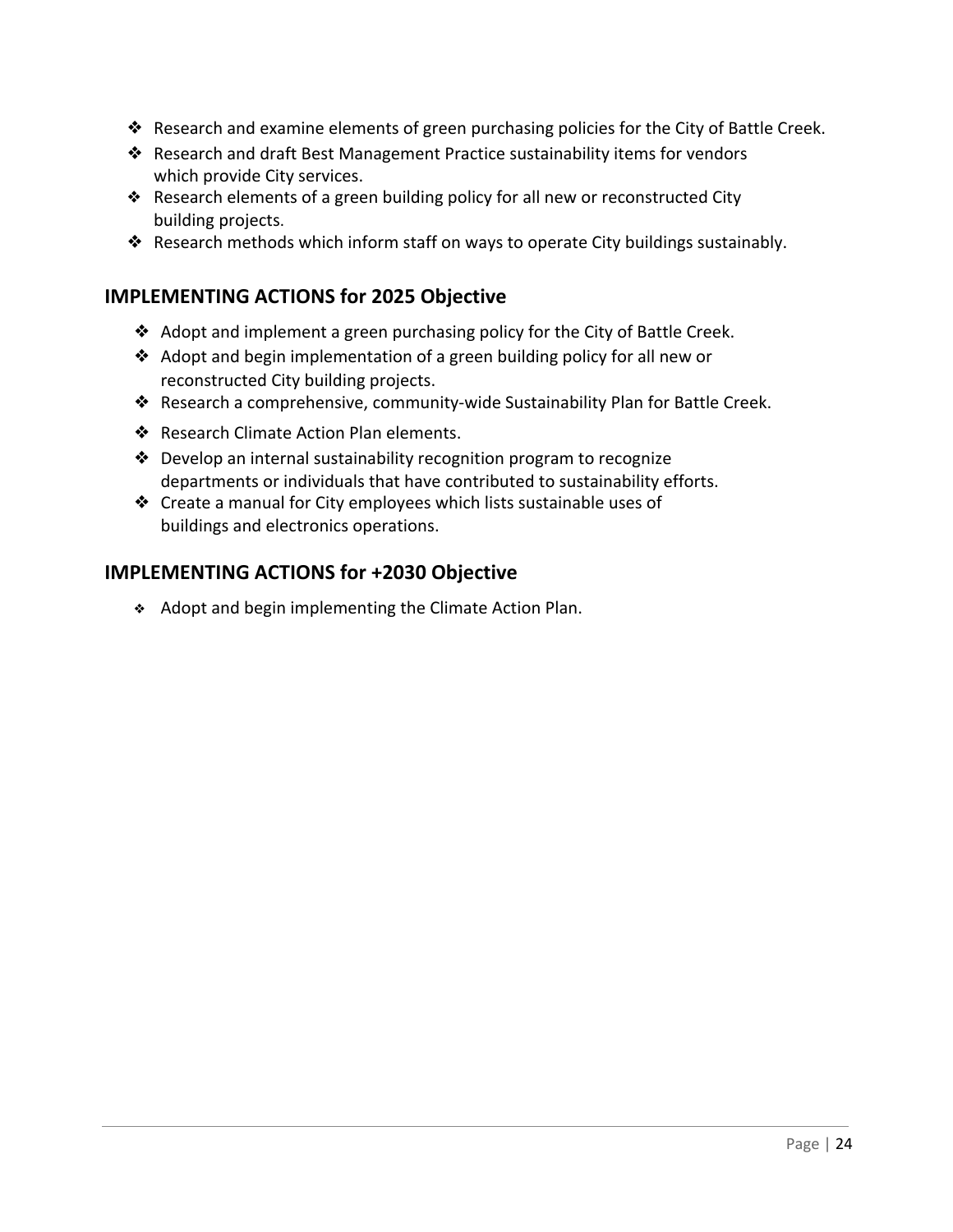- Research and examine elements of green purchasing policies for the City of Battle Creek.
- Research and draft Best Management Practice sustainability items for vendors which provide City services.
- Research elements of a green building policy for all new or reconstructed City building projects.
- Research methods which inform staff on ways to operate City buildings sustainably.

## IMPLEMENTING ACTIONS for 2025 Objective

- Adopt and implement a green purchasing policy for the City of Battle Creek.
- Adopt and begin implementation of a green building policy for all new or reconstructed City building projects.
- Research a comprehensive, community-wide Sustainability Plan for Battle Creek.
- Research Climate Action Plan elements.
- Develop an internal sustainability recognition program to recognize departments or individuals that have contributed to sustainability efforts.
- Create a manual for City employees which lists sustainable uses of buildings and electronics operations.

## IMPLEMENTING ACTIONS for +2030 Objective

- Adopt and begin implementing the Climate Action Plan.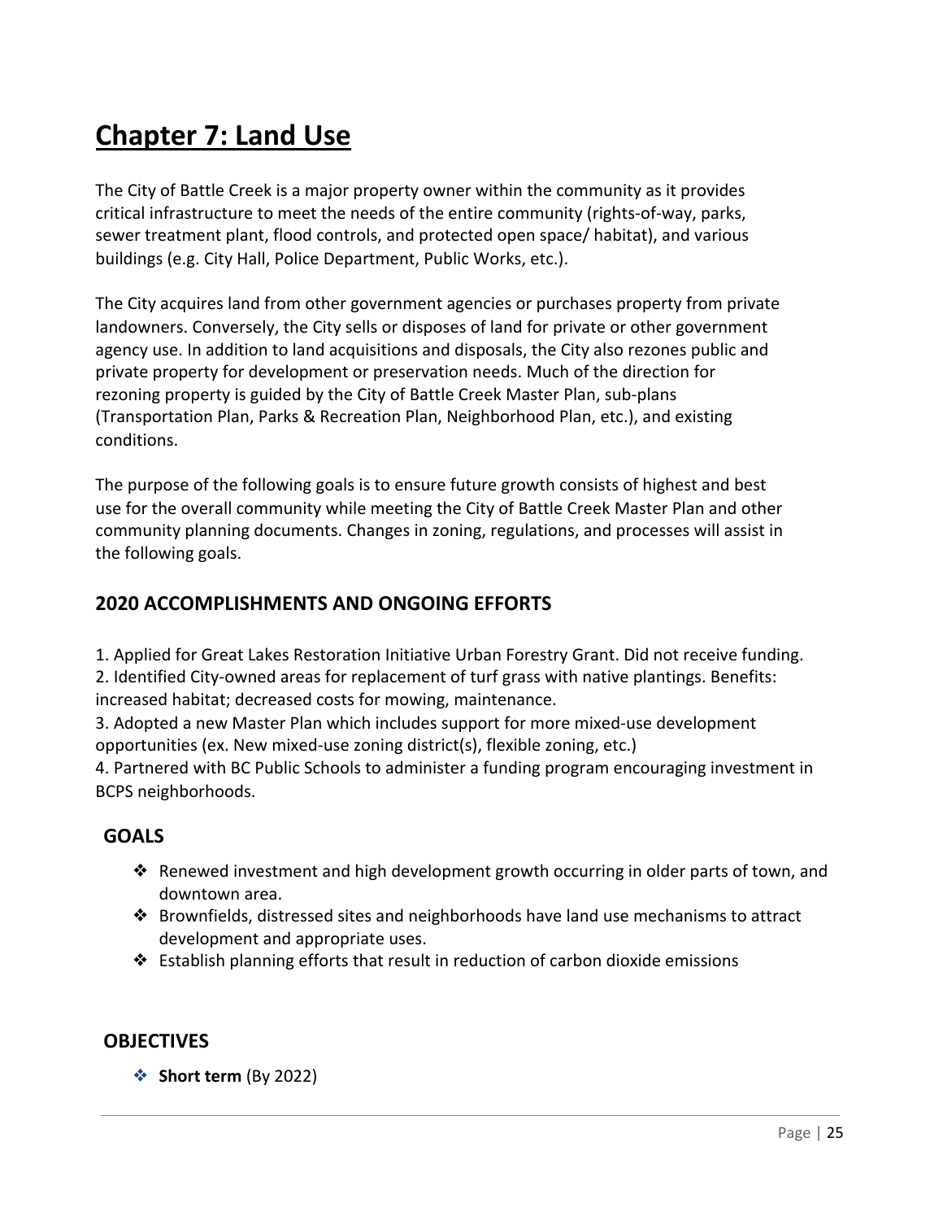# Chapter 7: Land Use

The City of Battle Creek is a major property owner within the community as it provides critical infrastructure to meet the needs of the entire community (rights-of-way, parks, sewer treatment plant, flood controls, and protected open space/ habitat), and various buildings (e.g. City Hall, Police Department, Public Works, etc.).

The City acquires land from other government agencies or purchases property from private landowners. Conversely, the City sells or disposes of land for private or other government agency use. In addition to land acquisitions and disposals, the City also rezones public and private property for development or preservation needs. Much of the direction for rezoning property is guided by the City of Battle Creek Master Plan, sub-plans (Transportation Plan, Parks & Recreation Plan, Neighborhood Plan, etc.), and existing conditions.

The purpose of the following goals is to ensure future growth consists of highest and best use for the overall community while meeting the City of Battle Creek Master Plan and other community planning documents. Changes in zoning, regulations, and processes will assist in the following goals.

## 2020 ACCOMPLISHMENTS AND ONGOING EFFORTS

1. Applied for Great Lakes Restoration Initiative Urban Forestry Grant. Did not receive funding.
2. Identified City-owned areas for replacement of turf grass with native plantings. Benefits: increased habitat; decreased costs for mowing, maintenance.
3. Adopted a new Master Plan which includes support for more mixed-use development opportunities (ex. New mixed-use zoning district(s), flexible zoning, etc.)
4. Partnered with BC Public Schools to administer a funding program encouraging investment in BCPS neighborhoods.

## GOALS

- Renewed investment and high development growth occurring in older parts of town, and downtown area.
- Brownfields, distressed sites and neighborhoods have land use mechanisms to attract development and appropriate uses.
- Establish planning efforts that result in reduction of carbon dioxide emissions

## OBJECTIVES

- **Short term** (By 2022)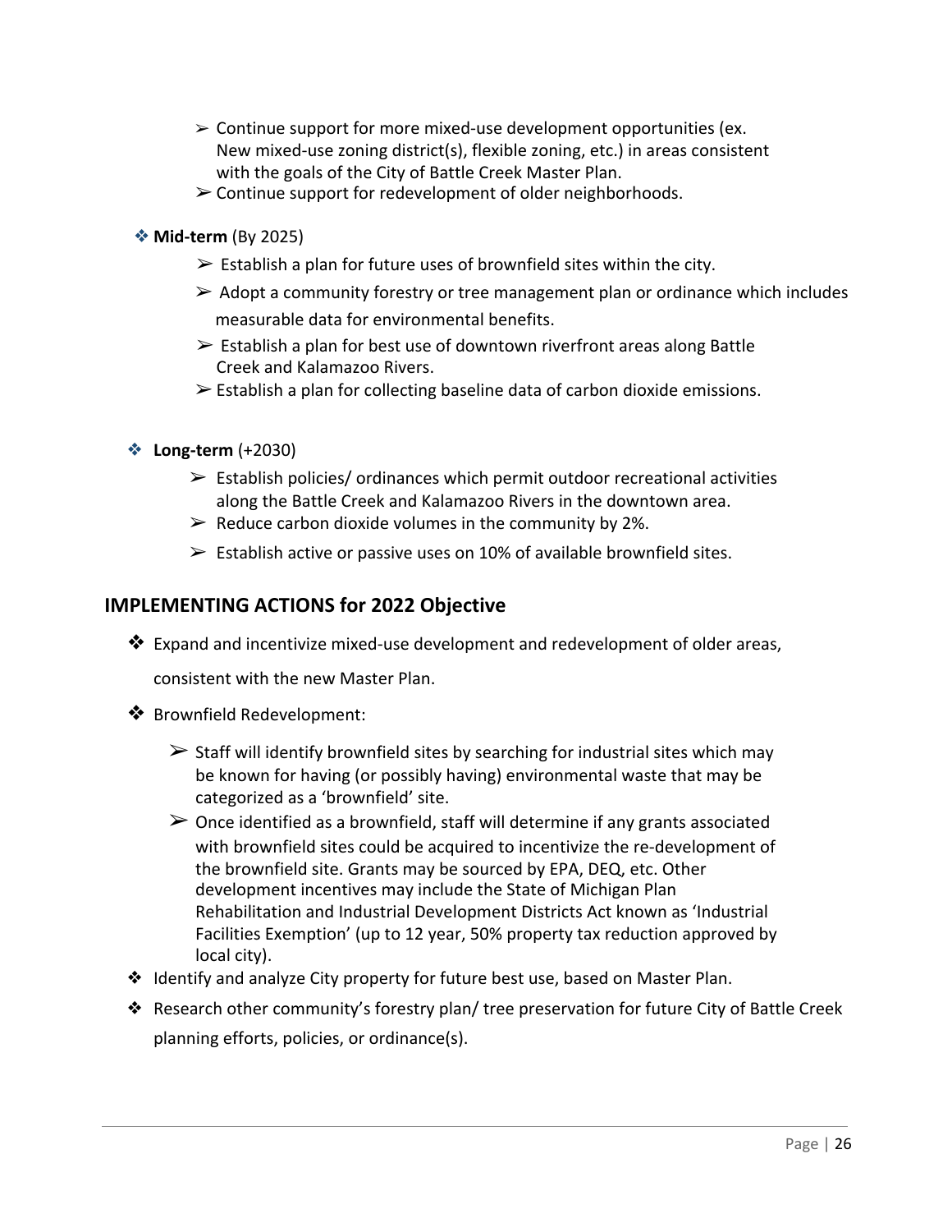- Continue support for more mixed-use development opportunities (ex. New mixed-use zoning district(s), flexible zoning, etc.) in areas consistent with the goals of the City of Battle Creek Master Plan.
- Continue support for redevelopment of older neighborhoods.

- **Mid-term** (By 2025)
  - Establish a plan for future uses of brownfield sites within the city.
  - Adopt a community forestry or tree management plan or ordinance which includes measurable data for environmental benefits.
  - Establish a plan for best use of downtown riverfront areas along Battle Creek and Kalamazoo Rivers.
  - Establish a plan for collecting baseline data of carbon dioxide emissions.

- **Long-term** (+2030)
  - Establish policies/ ordinances which permit outdoor recreational activities along the Battle Creek and Kalamazoo Rivers in the downtown area.
  - Reduce carbon dioxide volumes in the community by 2%.
  - Establish active or passive uses on 10% of available brownfield sites.

## IMPLEMENTING ACTIONS for 2022 Objective

- Expand and incentivize mixed-use development and redevelopment of older areas, consistent with the new Master Plan.
- Brownfield Redevelopment:
  - Staff will identify brownfield sites by searching for industrial sites which may be known for having (or possibly having) environmental waste that may be categorized as a 'brownfield' site.
  - Once identified as a brownfield, staff will determine if any grants associated with brownfield sites could be acquired to incentivize the re-development of the brownfield site. Grants may be sourced by EPA, DEQ, etc. Other development incentives may include the State of Michigan Plan Rehabilitation and Industrial Development Districts Act known as 'Industrial Facilities Exemption' (up to 12 year, 50% property tax reduction approved by local city).
- Identify and analyze City property for future best use, based on Master Plan.
- Research other community's forestry plan/ tree preservation for future City of Battle Creek planning efforts, policies, or ordinance(s).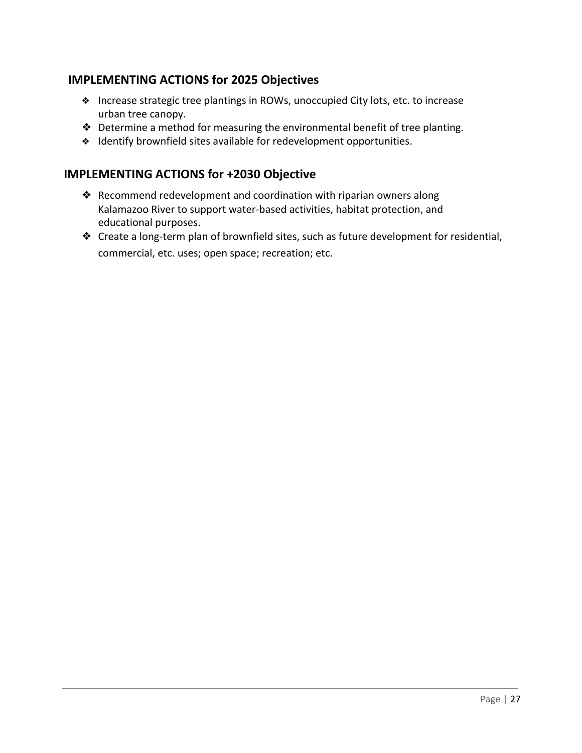## IMPLEMENTING ACTIONS for 2025 Objectives

- Increase strategic tree plantings in ROWs, unoccupied City lots, etc. to increase urban tree canopy.
- Determine a method for measuring the environmental benefit of tree planting.
- Identify brownfield sites available for redevelopment opportunities.

## IMPLEMENTING ACTIONS for +2030 Objective

- Recommend redevelopment and coordination with riparian owners along Kalamazoo River to support water-based activities, habitat protection, and educational purposes.
- Create a long-term plan of brownfield sites, such as future development for residential, commercial, etc. uses; open space; recreation; etc.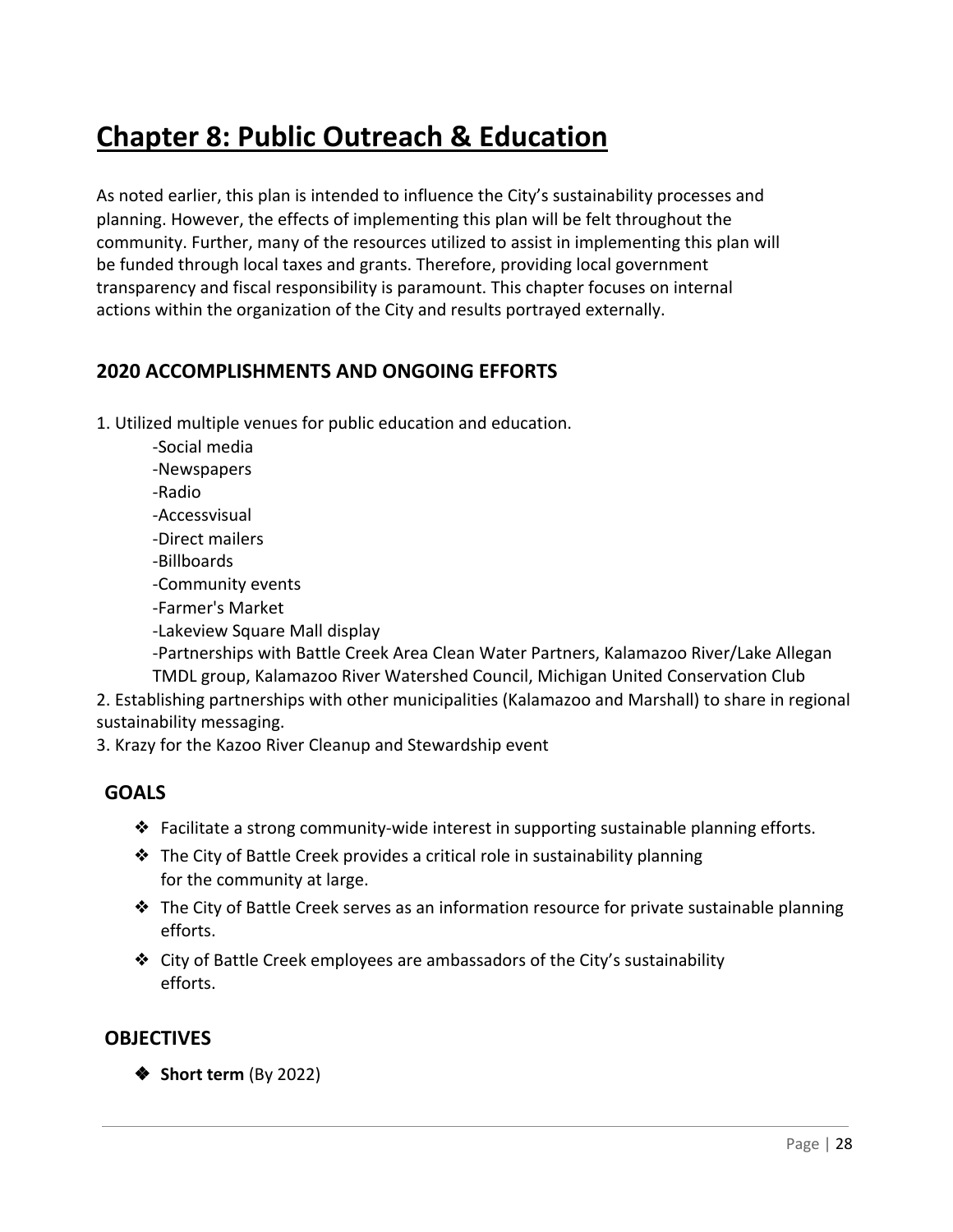# Chapter 8: Public Outreach & Education

As noted earlier, this plan is intended to influence the City's sustainability processes and planning. However, the effects of implementing this plan will be felt throughout the community. Further, many of the resources utilized to assist in implementing this plan will be funded through local taxes and grants. Therefore, providing local government transparency and fiscal responsibility is paramount. This chapter focuses on internal actions within the organization of the City and results portrayed externally.

## 2020 ACCOMPLISHMENTS AND ONGOING EFFORTS

1. Utilized multiple venues for public education and education.
   - Social media
   - Newspapers
   - Radio
   - Accessvisual
   - Direct mailers
   - Billboards
   - Community events
   - Farmer's Market
   - Lakeview Square Mall display
   - Partnerships with Battle Creek Area Clean Water Partners, Kalamazoo River/Lake Allegan TMDL group, Kalamazoo River Watershed Council, Michigan United Conservation Club
2. Establishing partnerships with other municipalities (Kalamazoo and Marshall) to share in regional sustainability messaging.
3. Krazy for the Kazoo River Cleanup and Stewardship event

## GOALS

- Facilitate a strong community-wide interest in supporting sustainable planning efforts.
- The City of Battle Creek provides a critical role in sustainability planning for the community at large.
- The City of Battle Creek serves as an information resource for private sustainable planning efforts.
- City of Battle Creek employees are ambassadors of the City's sustainability efforts.

## OBJECTIVES

- **Short term** (By 2022)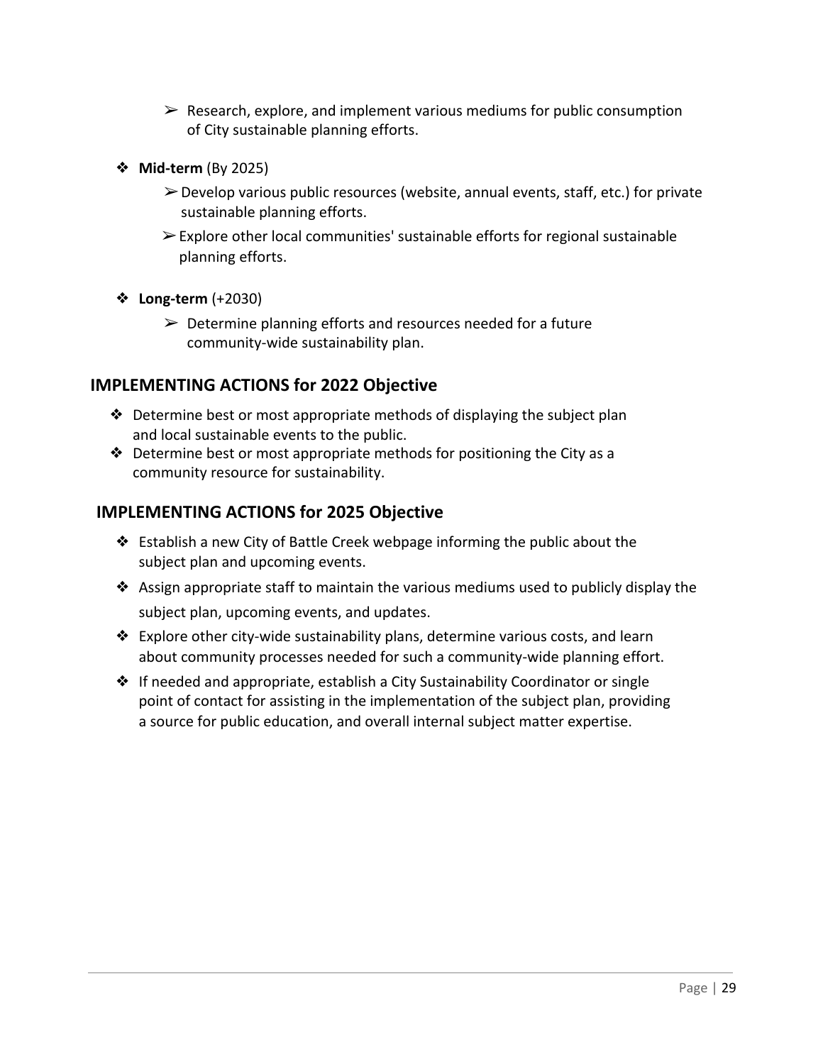- Research, explore, and implement various mediums for public consumption of City sustainable planning efforts.

- **Mid-term** (By 2025)
  - Develop various public resources (website, annual events, staff, etc.) for private sustainable planning efforts.
  - Explore other local communities' sustainable efforts for regional sustainable planning efforts.

- **Long-term** (+2030)
  - Determine planning efforts and resources needed for a future community-wide sustainability plan.

## IMPLEMENTING ACTIONS for 2022 Objective

- Determine best or most appropriate methods of displaying the subject plan and local sustainable events to the public.
- Determine best or most appropriate methods for positioning the City as a community resource for sustainability.

## IMPLEMENTING ACTIONS for 2025 Objective

- Establish a new City of Battle Creek webpage informing the public about the subject plan and upcoming events.
- Assign appropriate staff to maintain the various mediums used to publicly display the subject plan, upcoming events, and updates.
- Explore other city-wide sustainability plans, determine various costs, and learn about community processes needed for such a community-wide planning effort.
- If needed and appropriate, establish a City Sustainability Coordinator or single point of contact for assisting in the implementation of the subject plan, providing a source for public education, and overall internal subject matter expertise.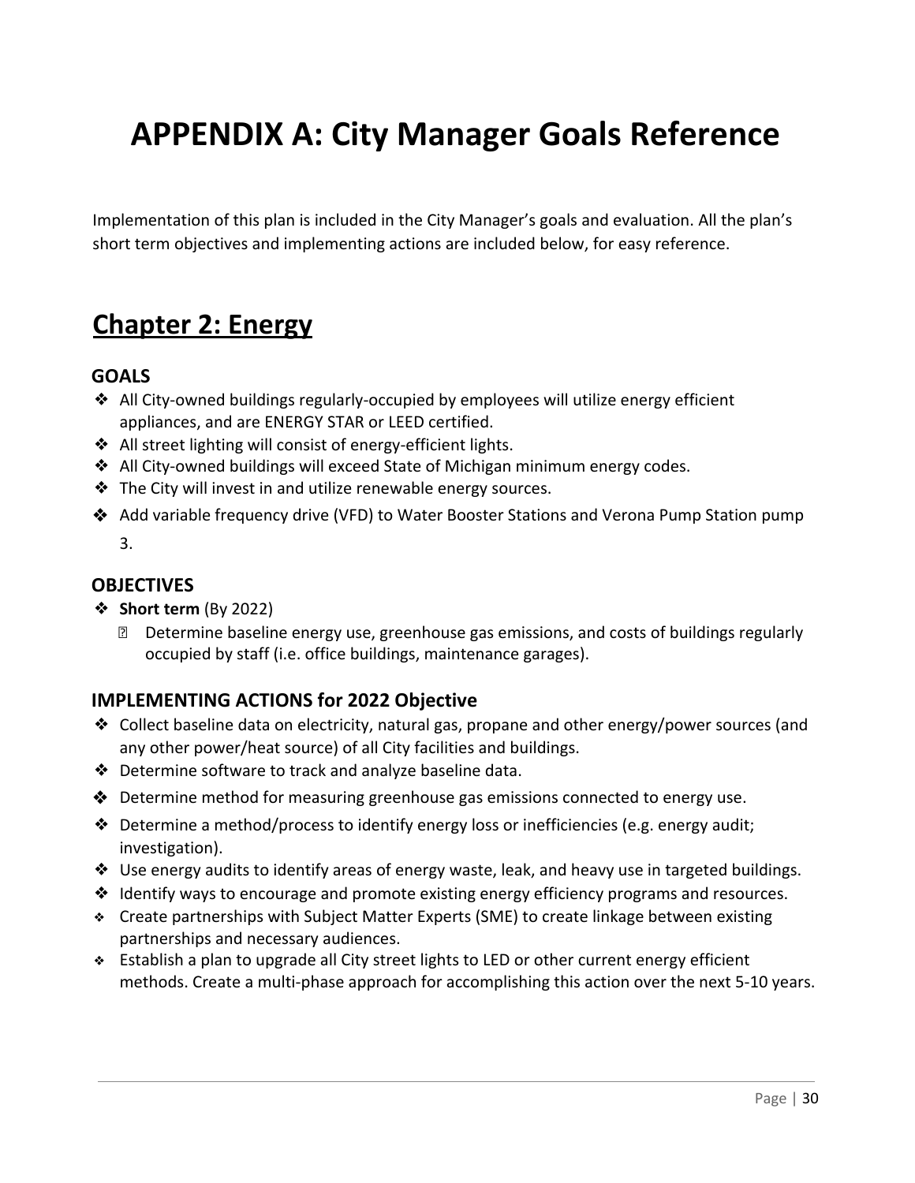# APPENDIX A: City Manager Goals Reference

Implementation of this plan is included in the City Manager's goals and evaluation. All the plan's short term objectives and implementing actions are included below, for easy reference.

## Chapter 2: Energy

### GOALS

- All City-owned buildings regularly-occupied by employees will utilize energy efficient appliances, and are ENERGY STAR or LEED certified.
- All street lighting will consist of energy-efficient lights.
- All City-owned buildings will exceed State of Michigan minimum energy codes.
- The City will invest in and utilize renewable energy sources.
- Add variable frequency drive (VFD) to Water Booster Stations and Verona Pump Station pump 3.

### OBJECTIVES

- **Short term** (By 2022)
  - Determine baseline energy use, greenhouse gas emissions, and costs of buildings regularly occupied by staff (i.e. office buildings, maintenance garages).

### IMPLEMENTING ACTIONS for 2022 Objective

- Collect baseline data on electricity, natural gas, propane and other energy/power sources (and any other power/heat source) of all City facilities and buildings.
- Determine software to track and analyze baseline data.
- Determine method for measuring greenhouse gas emissions connected to energy use.
- Determine a method/process to identify energy loss or inefficiencies (e.g. energy audit; investigation).
- Use energy audits to identify areas of energy waste, leak, and heavy use in targeted buildings.
- Identify ways to encourage and promote existing energy efficiency programs and resources.
- Create partnerships with Subject Matter Experts (SME) to create linkage between existing partnerships and necessary audiences.
- Establish a plan to upgrade all City street lights to LED or other current energy efficient methods. Create a multi-phase approach for accomplishing this action over the next 5-10 years.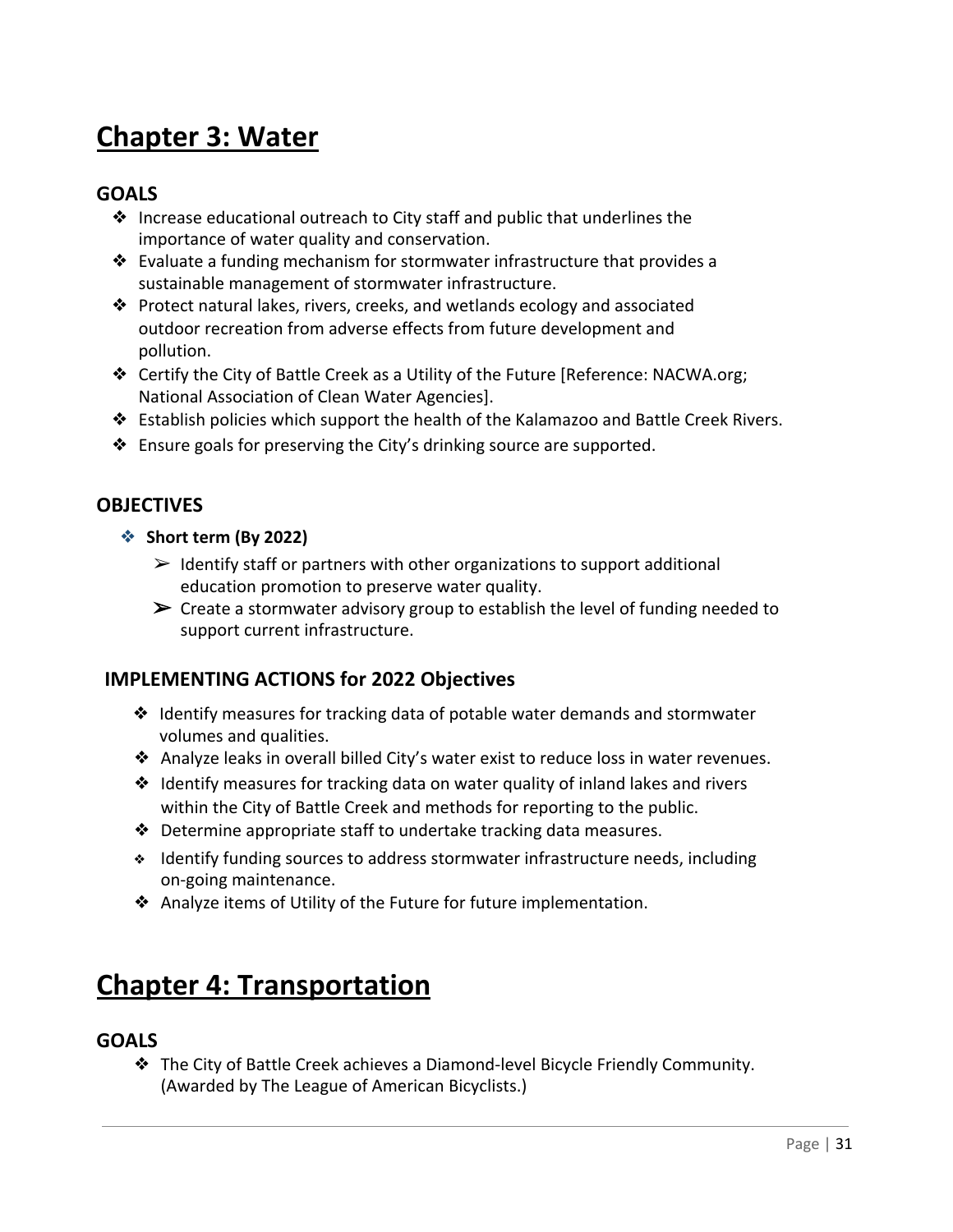# Chapter 3: Water

## GOALS

- ❖ Increase educational outreach to City staff and public that underlines the importance of water quality and conservation.
- ❖ Evaluate a funding mechanism for stormwater infrastructure that provides a sustainable management of stormwater infrastructure.
- ❖ Protect natural lakes, rivers, creeks, and wetlands ecology and associated outdoor recreation from adverse effects from future development and pollution.
- ❖ Certify the City of Battle Creek as a Utility of the Future [Reference: NACWA.org; National Association of Clean Water Agencies].
- ❖ Establish policies which support the health of the Kalamazoo and Battle Creek Rivers.
- ❖ Ensure goals for preserving the City's drinking source are supported.

## OBJECTIVES

- ❖ **Short term (By 2022)**
  - ➢ Identify staff or partners with other organizations to support additional education promotion to preserve water quality.
  - ➢ Create a stormwater advisory group to establish the level of funding needed to support current infrastructure.

## IMPLEMENTING ACTIONS for 2022 Objectives

- ❖ Identify measures for tracking data of potable water demands and stormwater volumes and qualities.
- ❖ Analyze leaks in overall billed City's water exist to reduce loss in water revenues.
- ❖ Identify measures for tracking data on water quality of inland lakes and rivers within the City of Battle Creek and methods for reporting to the public.
- ❖ Determine appropriate staff to undertake tracking data measures.
- ❖ Identify funding sources to address stormwater infrastructure needs, including on-going maintenance.
- ❖ Analyze items of Utility of the Future for future implementation.

# Chapter 4: Transportation

## GOALS

- ❖ The City of Battle Creek achieves a Diamond-level Bicycle Friendly Community. (Awarded by The League of American Bicyclists.)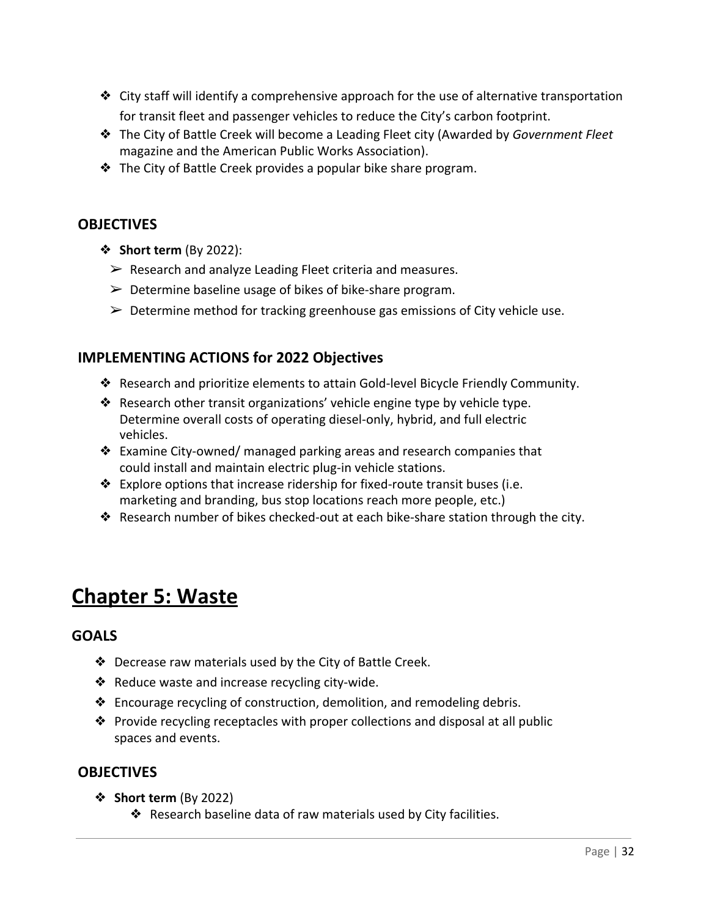- City staff will identify a comprehensive approach for the use of alternative transportation for transit fleet and passenger vehicles to reduce the City's carbon footprint.
- The City of Battle Creek will become a Leading Fleet city (Awarded by *Government Fleet* magazine and the American Public Works Association).
- The City of Battle Creek provides a popular bike share program.

### OBJECTIVES

- **Short term** (By 2022):
  - Research and analyze Leading Fleet criteria and measures.
  - Determine baseline usage of bikes of bike-share program.
  - Determine method for tracking greenhouse gas emissions of City vehicle use.

### IMPLEMENTING ACTIONS for 2022 Objectives

- Research and prioritize elements to attain Gold-level Bicycle Friendly Community.
- Research other transit organizations' vehicle engine type by vehicle type. Determine overall costs of operating diesel-only, hybrid, and full electric vehicles.
- Examine City-owned/ managed parking areas and research companies that could install and maintain electric plug-in vehicle stations.
- Explore options that increase ridership for fixed-route transit buses (i.e. marketing and branding, bus stop locations reach more people, etc.)
- Research number of bikes checked-out at each bike-share station through the city.

# Chapter 5: Waste

### GOALS

- Decrease raw materials used by the City of Battle Creek.
- Reduce waste and increase recycling city-wide.
- Encourage recycling of construction, demolition, and remodeling debris.
- Provide recycling receptacles with proper collections and disposal at all public spaces and events.

### OBJECTIVES

- **Short term** (By 2022)
  - Research baseline data of raw materials used by City facilities.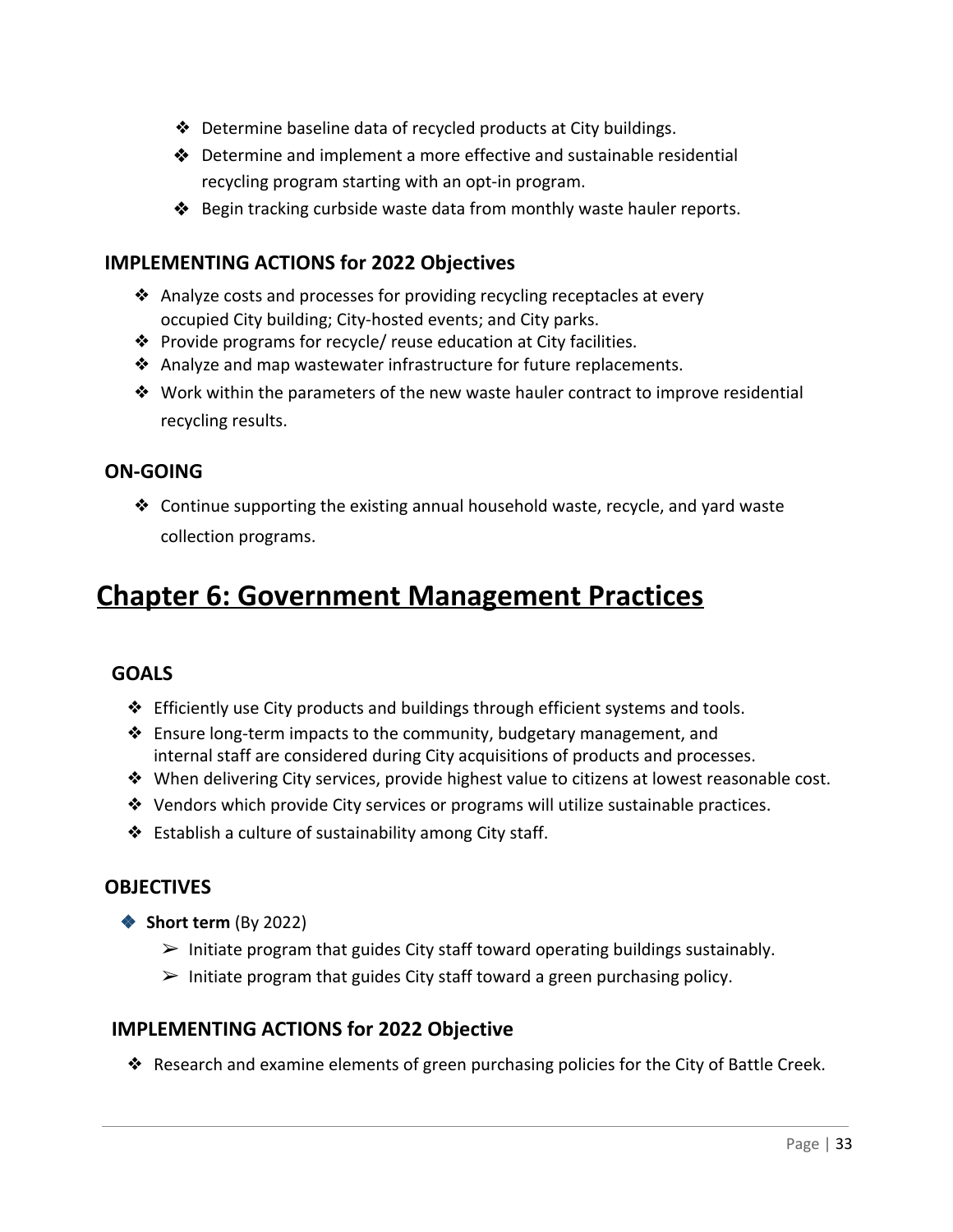- Determine baseline data of recycled products at City buildings.
- Determine and implement a more effective and sustainable residential recycling program starting with an opt-in program.
- Begin tracking curbside waste data from monthly waste hauler reports.

### IMPLEMENTING ACTIONS for 2022 Objectives

- Analyze costs and processes for providing recycling receptacles at every occupied City building; City-hosted events; and City parks.
- Provide programs for recycle/ reuse education at City facilities.
- Analyze and map wastewater infrastructure for future replacements.
- Work within the parameters of the new waste hauler contract to improve residential recycling results.

### ON-GOING

- Continue supporting the existing annual household waste, recycle, and yard waste collection programs.

## Chapter 6: Government Management Practices

### GOALS

- Efficiently use City products and buildings through efficient systems and tools.
- Ensure long-term impacts to the community, budgetary management, and internal staff are considered during City acquisitions of products and processes.
- When delivering City services, provide highest value to citizens at lowest reasonable cost.
- Vendors which provide City services or programs will utilize sustainable practices.
- Establish a culture of sustainability among City staff.

### OBJECTIVES

- **Short term** (By 2022)
  - Initiate program that guides City staff toward operating buildings sustainably.
  - Initiate program that guides City staff toward a green purchasing policy.

### IMPLEMENTING ACTIONS for 2022 Objective

- Research and examine elements of green purchasing policies for the City of Battle Creek.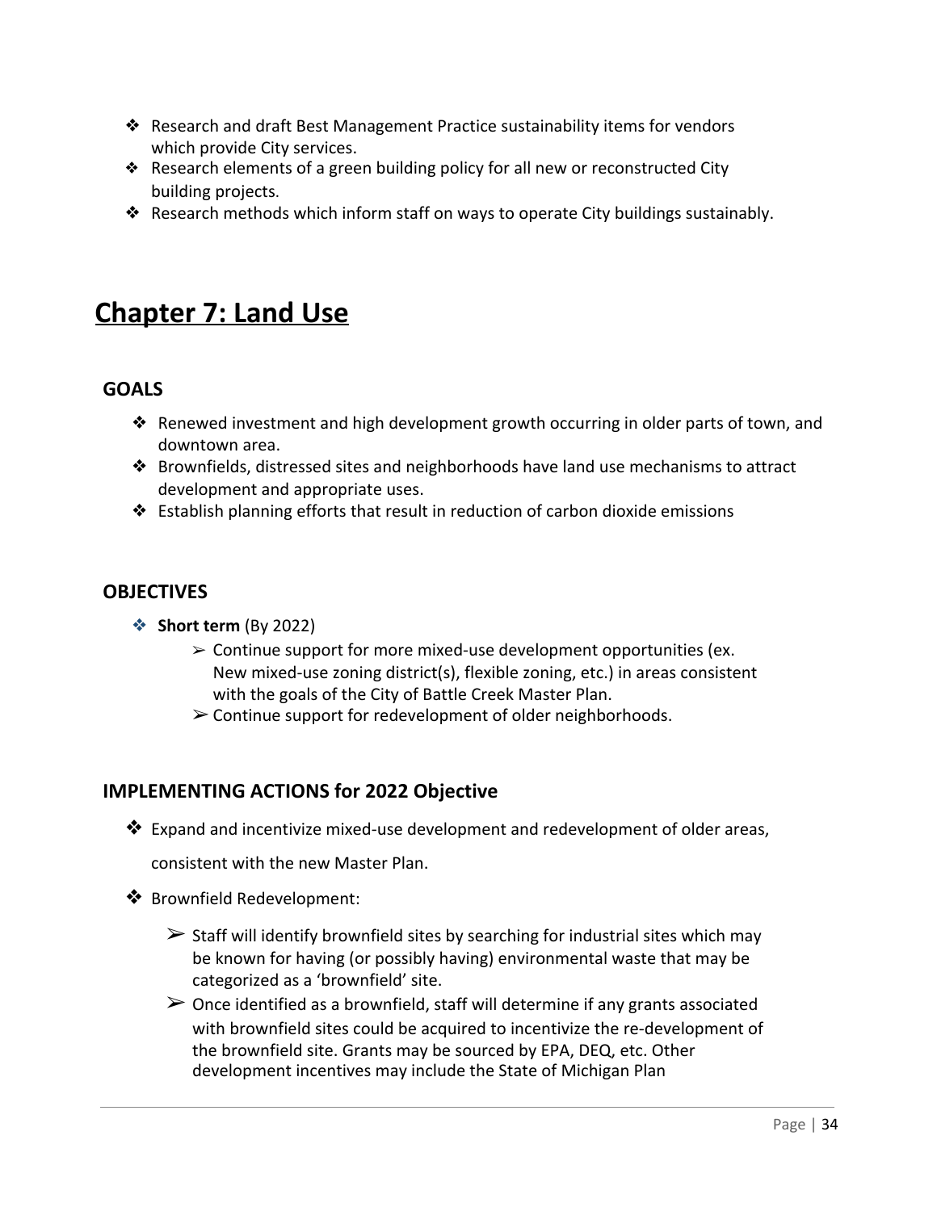- Research and draft Best Management Practice sustainability items for vendors which provide City services.
- Research elements of a green building policy for all new or reconstructed City building projects.
- Research methods which inform staff on ways to operate City buildings sustainably.

# Chapter 7: Land Use

## GOALS

- Renewed investment and high development growth occurring in older parts of town, and downtown area.
- Brownfields, distressed sites and neighborhoods have land use mechanisms to attract development and appropriate uses.
- Establish planning efforts that result in reduction of carbon dioxide emissions

## OBJECTIVES

- **Short term** (By 2022)
  - Continue support for more mixed-use development opportunities (ex. New mixed-use zoning district(s), flexible zoning, etc.) in areas consistent with the goals of the City of Battle Creek Master Plan.
  - Continue support for redevelopment of older neighborhoods.

## IMPLEMENTING ACTIONS for 2022 Objective

- Expand and incentivize mixed-use development and redevelopment of older areas, consistent with the new Master Plan.
- Brownfield Redevelopment:
  - Staff will identify brownfield sites by searching for industrial sites which may be known for having (or possibly having) environmental waste that may be categorized as a 'brownfield' site.
  - Once identified as a brownfield, staff will determine if any grants associated with brownfield sites could be acquired to incentivize the re-development of the brownfield site. Grants may be sourced by EPA, DEQ, etc. Other development incentives may include the State of Michigan Plan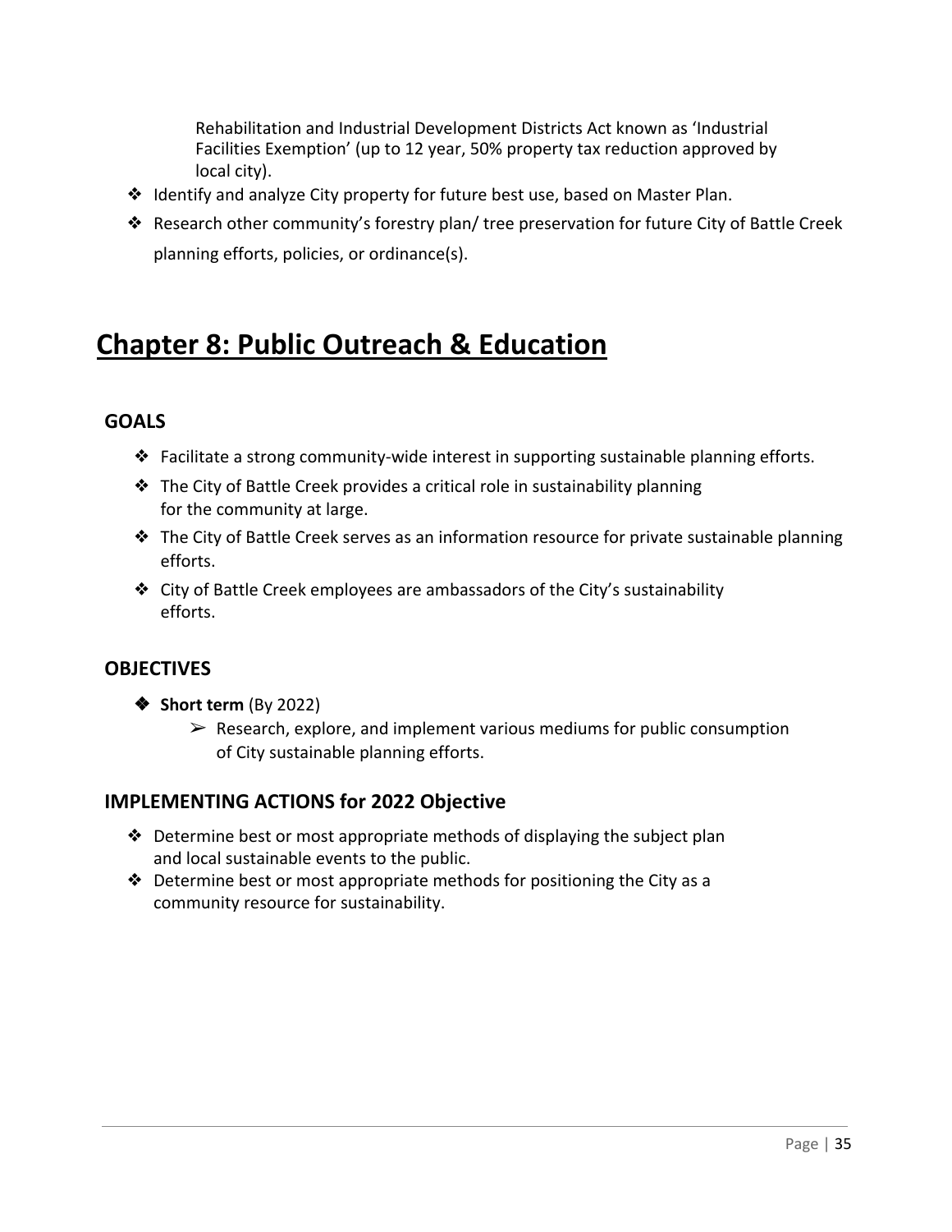Rehabilitation and Industrial Development Districts Act known as 'Industrial Facilities Exemption' (up to 12 year, 50% property tax reduction approved by local city).

- Identify and analyze City property for future best use, based on Master Plan.
- Research other community's forestry plan/ tree preservation for future City of Battle Creek planning efforts, policies, or ordinance(s).

# Chapter 8: Public Outreach & Education

## GOALS

- Facilitate a strong community-wide interest in supporting sustainable planning efforts.
- The City of Battle Creek provides a critical role in sustainability planning for the community at large.
- The City of Battle Creek serves as an information resource for private sustainable planning efforts.
- City of Battle Creek employees are ambassadors of the City's sustainability efforts.

## OBJECTIVES

- **Short term** (By 2022)
  - Research, explore, and implement various mediums for public consumption of City sustainable planning efforts.

## IMPLEMENTING ACTIONS for 2022 Objective

- Determine best or most appropriate methods of displaying the subject plan and local sustainable events to the public.
- Determine best or most appropriate methods for positioning the City as a community resource for sustainability.